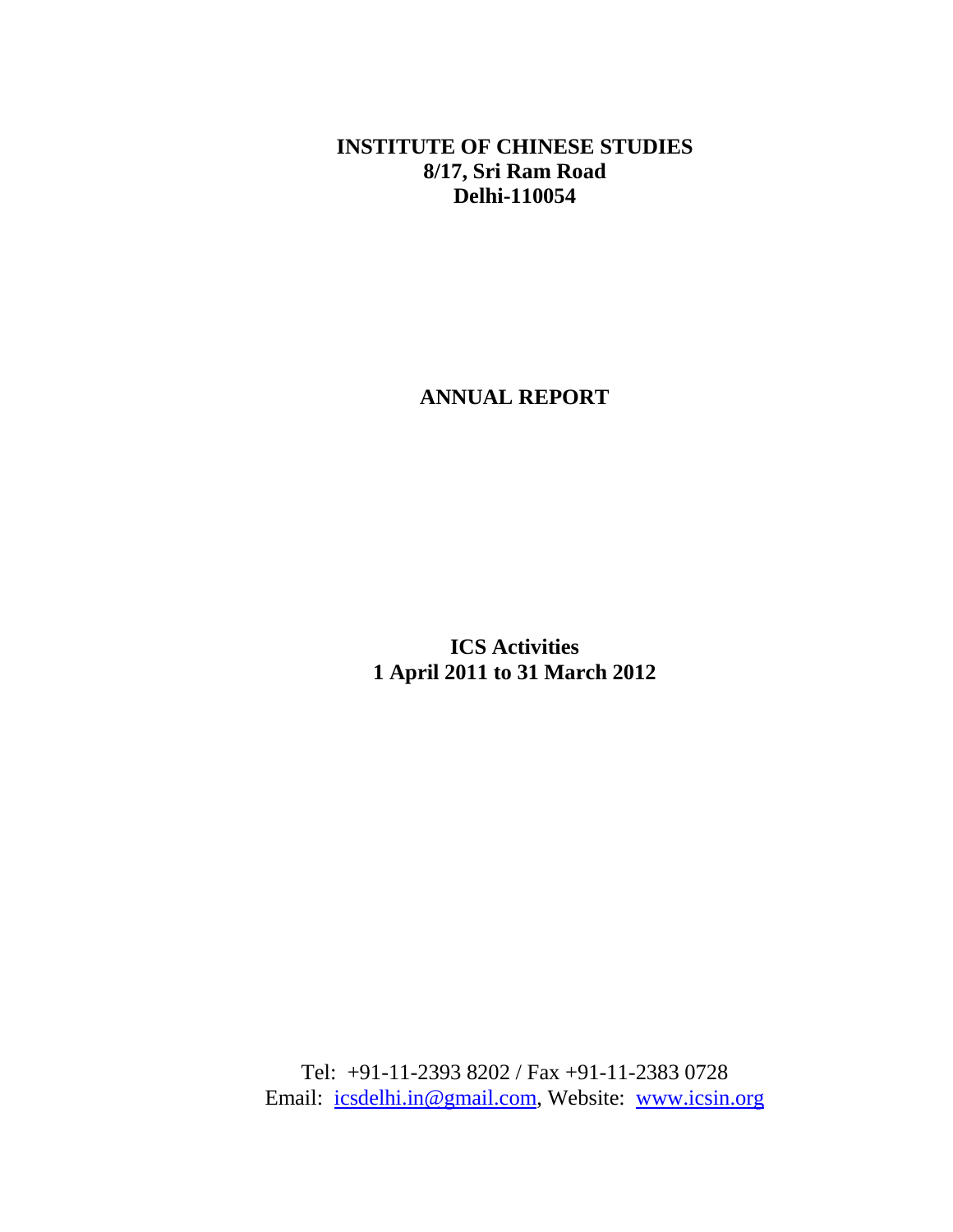# INSTITUTE OF CHINESE STUDIES
**8/17, Sri Ram Road**
**Delhi-110054**

# ANNUAL REPORT

## ICS Activities
**1 April 2011 to 31 March 2012**

Tel: +91-11-2393 8202 / Fax +91-11-2383 0728
Email: icsdelhi.in@gmail.com, Website: www.icsin.org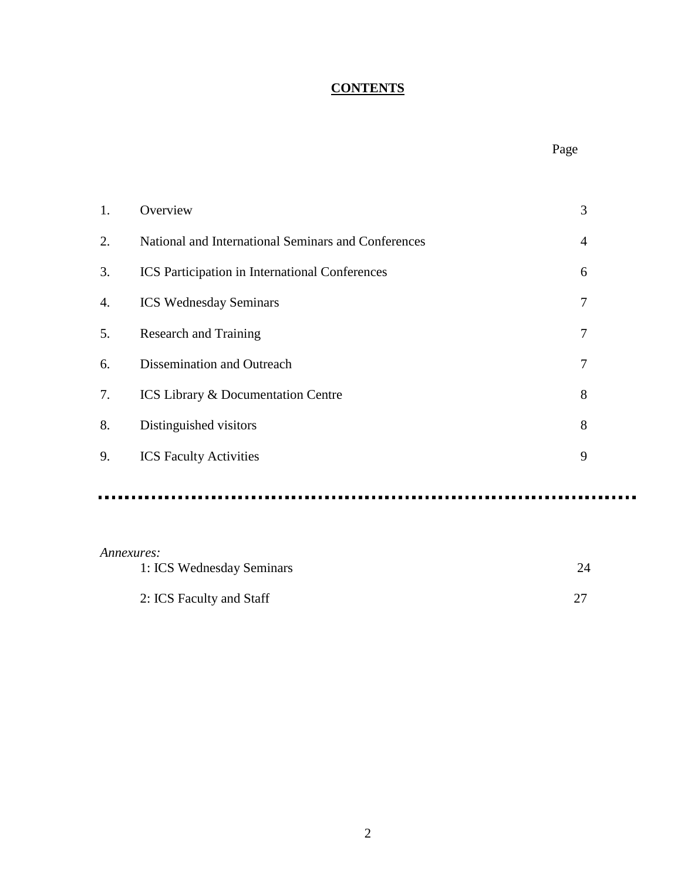# CONTENTS

| | | Page |
|---|---|---|
| 1. | Overview | 3 |
| 2. | National and International Seminars and Conferences | 4 |
| 3. | ICS Participation in International Conferences | 6 |
| 4. | ICS Wednesday Seminars | 7 |
| 5. | Research and Training | 7 |
| 6. | Dissemination and Outreach | 7 |
| 7. | ICS Library & Documentation Centre | 8 |
| 8. | Distinguished visitors | 8 |
| 9. | ICS Faculty Activities | 9 |

---

*Annexures:*

| | |
|---|---|
| 1: ICS Wednesday Seminars | 24 |
| 2: ICS Faculty and Staff | 27 |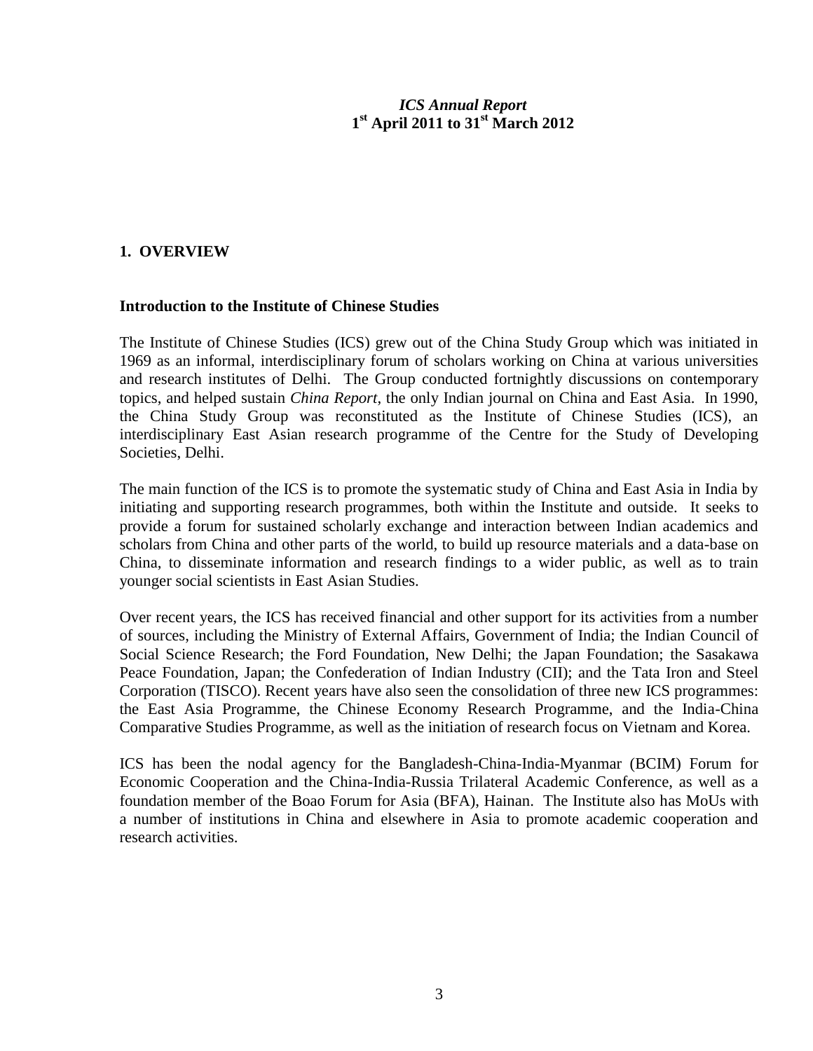*ICS Annual Report*
**1st April 2011 to 31st March 2012**

## 1. OVERVIEW

### Introduction to the Institute of Chinese Studies

The Institute of Chinese Studies (ICS) grew out of the China Study Group which was initiated in 1969 as an informal, interdisciplinary forum of scholars working on China at various universities and research institutes of Delhi. The Group conducted fortnightly discussions on contemporary topics, and helped sustain *China Report*, the only Indian journal on China and East Asia. In 1990, the China Study Group was reconstituted as the Institute of Chinese Studies (ICS), an interdisciplinary East Asian research programme of the Centre for the Study of Developing Societies, Delhi.

The main function of the ICS is to promote the systematic study of China and East Asia in India by initiating and supporting research programmes, both within the Institute and outside. It seeks to provide a forum for sustained scholarly exchange and interaction between Indian academics and scholars from China and other parts of the world, to build up resource materials and a data-base on China, to disseminate information and research findings to a wider public, as well as to train younger social scientists in East Asian Studies.

Over recent years, the ICS has received financial and other support for its activities from a number of sources, including the Ministry of External Affairs, Government of India; the Indian Council of Social Science Research; the Ford Foundation, New Delhi; the Japan Foundation; the Sasakawa Peace Foundation, Japan; the Confederation of Indian Industry (CII); and the Tata Iron and Steel Corporation (TISCO). Recent years have also seen the consolidation of three new ICS programmes: the East Asia Programme, the Chinese Economy Research Programme, and the India-China Comparative Studies Programme, as well as the initiation of research focus on Vietnam and Korea.

ICS has been the nodal agency for the Bangladesh-China-India-Myanmar (BCIM) Forum for Economic Cooperation and the China-India-Russia Trilateral Academic Conference, as well as a foundation member of the Boao Forum for Asia (BFA), Hainan. The Institute also has MoUs with a number of institutions in China and elsewhere in Asia to promote academic cooperation and research activities.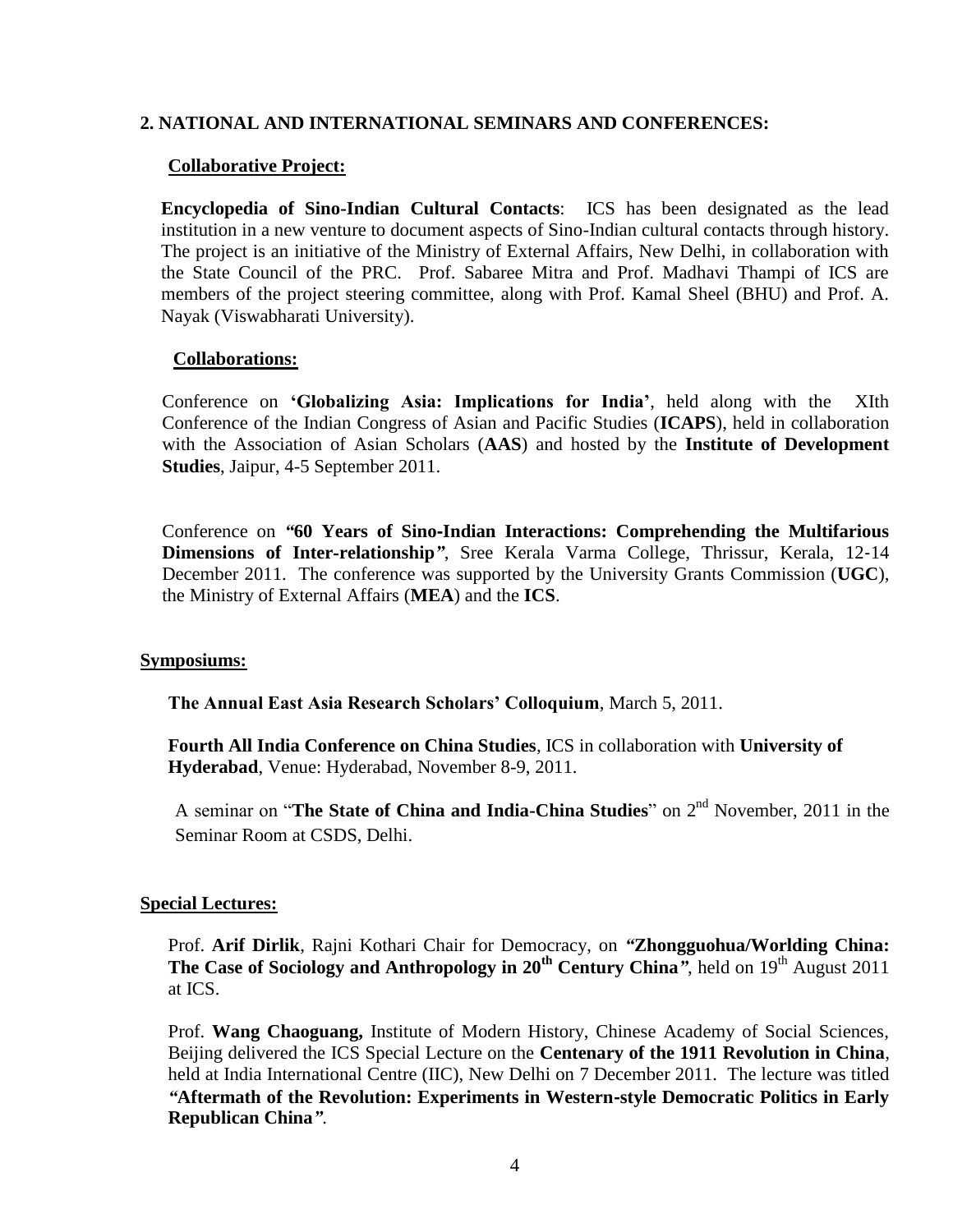## 2. NATIONAL AND INTERNATIONAL SEMINARS AND CONFERENCES:

### Collaborative Project:

**Encyclopedia of Sino-Indian Cultural Contacts**: ICS has been designated as the lead institution in a new venture to document aspects of Sino-Indian cultural contacts through history. The project is an initiative of the Ministry of External Affairs, New Delhi, in collaboration with the State Council of the PRC. Prof. Sabaree Mitra and Prof. Madhavi Thampi of ICS are members of the project steering committee, along with Prof. Kamal Sheel (BHU) and Prof. A. Nayak (Viswabharati University).

### Collaborations:

Conference on **'Globalizing Asia: Implications for India'**, held along with the XIth Conference of the Indian Congress of Asian and Pacific Studies (**ICAPS**), held in collaboration with the Association of Asian Scholars (**AAS**) and hosted by the **Institute of Development Studies**, Jaipur, 4-5 September 2011.

Conference on ***"*60 Years of Sino-Indian Interactions: Comprehending the Multifarious Dimensions of Inter-relationship*"***, Sree Kerala Varma College, Thrissur, Kerala, 12-14 December 2011. The conference was supported by the University Grants Commission (**UGC**), the Ministry of External Affairs (**MEA**) and the **ICS**.

### Symposiums:

**The Annual East Asia Research Scholars' Colloquium**, March 5, 2011.

**Fourth All India Conference on China Studies**, ICS in collaboration with **University of Hyderabad**, Venue: Hyderabad, November 8-9, 2011.

A seminar on "**The State of China and India-China Studies**" on 2nd November, 2011 in the Seminar Room at CSDS, Delhi.

### Special Lectures:

Prof. **Arif Dirlik**, Rajni Kothari Chair for Democracy, on ***"*Zhongguohua/Worlding China: The Case of Sociology and Anthropology in 20th Century China*"***, held on 19th August 2011 at ICS.

Prof. **Wang Chaoguang,** Institute of Modern History, Chinese Academy of Social Sciences, Beijing delivered the ICS Special Lecture on the **Centenary of the 1911 Revolution in China**, held at India International Centre (IIC), New Delhi on 7 December 2011. The lecture was titled ***"*Aftermath of the Revolution: Experiments in Western-style Democratic Politics in Early Republican China*"***.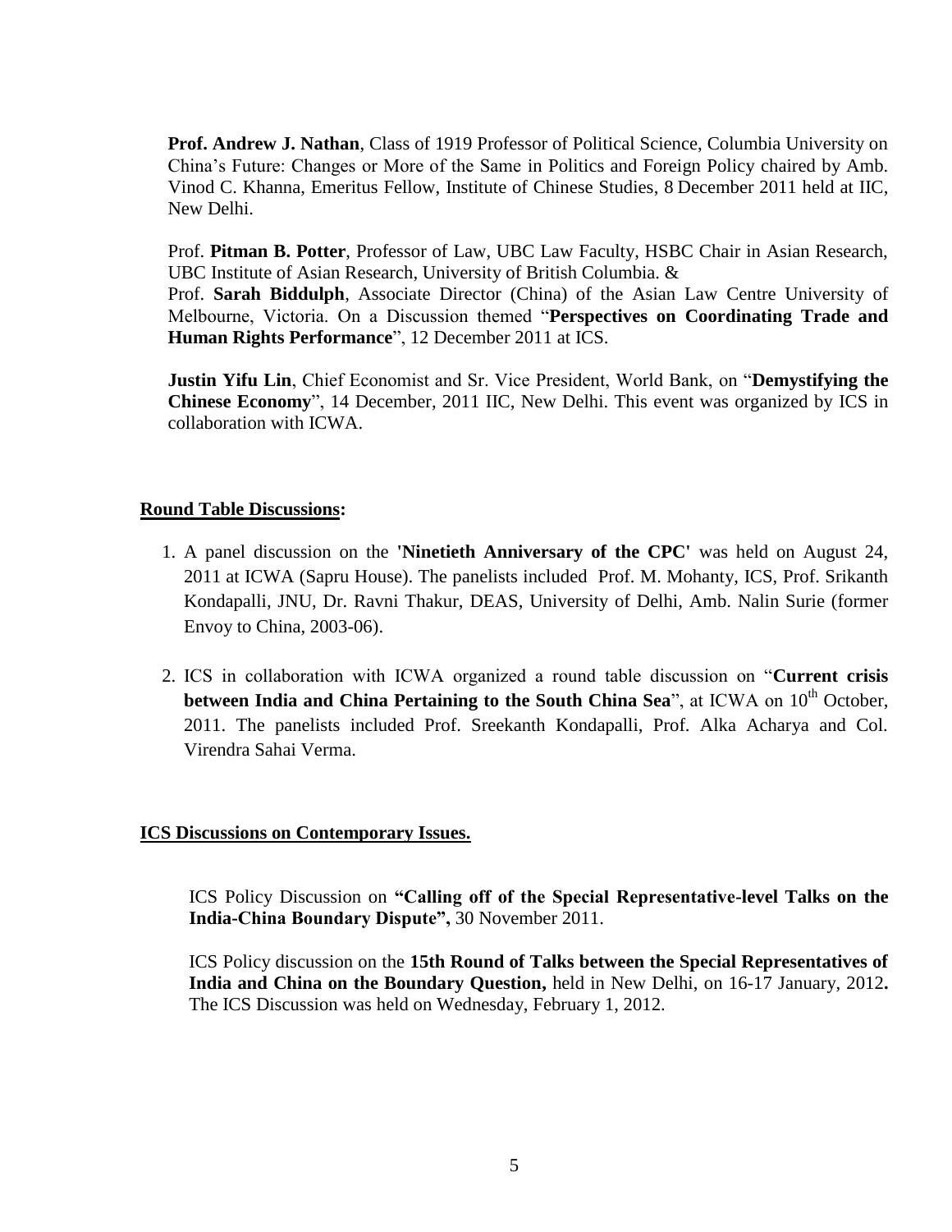**Prof. Andrew J. Nathan**, Class of 1919 Professor of Political Science, Columbia University on China's Future: Changes or More of the Same in Politics and Foreign Policy chaired by Amb. Vinod C. Khanna, Emeritus Fellow, Institute of Chinese Studies, 8 December 2011 held at IIC, New Delhi.

Prof. **Pitman B. Potter**, Professor of Law, UBC Law Faculty, HSBC Chair in Asian Research, UBC Institute of Asian Research, University of British Columbia. &
Prof. **Sarah Biddulph**, Associate Director (China) of the Asian Law Centre University of Melbourne, Victoria. On a Discussion themed "**Perspectives on Coordinating Trade and Human Rights Performance**", 12 December 2011 at ICS.

**Justin Yifu Lin**, Chief Economist and Sr. Vice President, World Bank, on "**Demystifying the Chinese Economy**", 14 December, 2011 IIC, New Delhi. This event was organized by ICS in collaboration with ICWA.

**Round Table Discussions:**

1. A panel discussion on the **'Ninetieth Anniversary of the CPC'** was held on August 24, 2011 at ICWA (Sapru House). The panelists included Prof. M. Mohanty, ICS, Prof. Srikanth Kondapalli, JNU, Dr. Ravni Thakur, DEAS, University of Delhi, Amb. Nalin Surie (former Envoy to China, 2003-06).
2. ICS in collaboration with ICWA organized a round table discussion on "**Current crisis between India and China Pertaining to the South China Sea**", at ICWA on 10th October, 2011. The panelists included Prof. Sreekanth Kondapalli, Prof. Alka Acharya and Col. Virendra Sahai Verma.

**ICS Discussions on Contemporary Issues.**

ICS Policy Discussion on **"Calling off of the Special Representative-level Talks on the India-China Boundary Dispute",** 30 November 2011.

ICS Policy discussion on the **15th Round of Talks between the Special Representatives of India and China on the Boundary Question,** held in New Delhi, on 16-17 January, 2012**.** The ICS Discussion was held on Wednesday, February 1, 2012.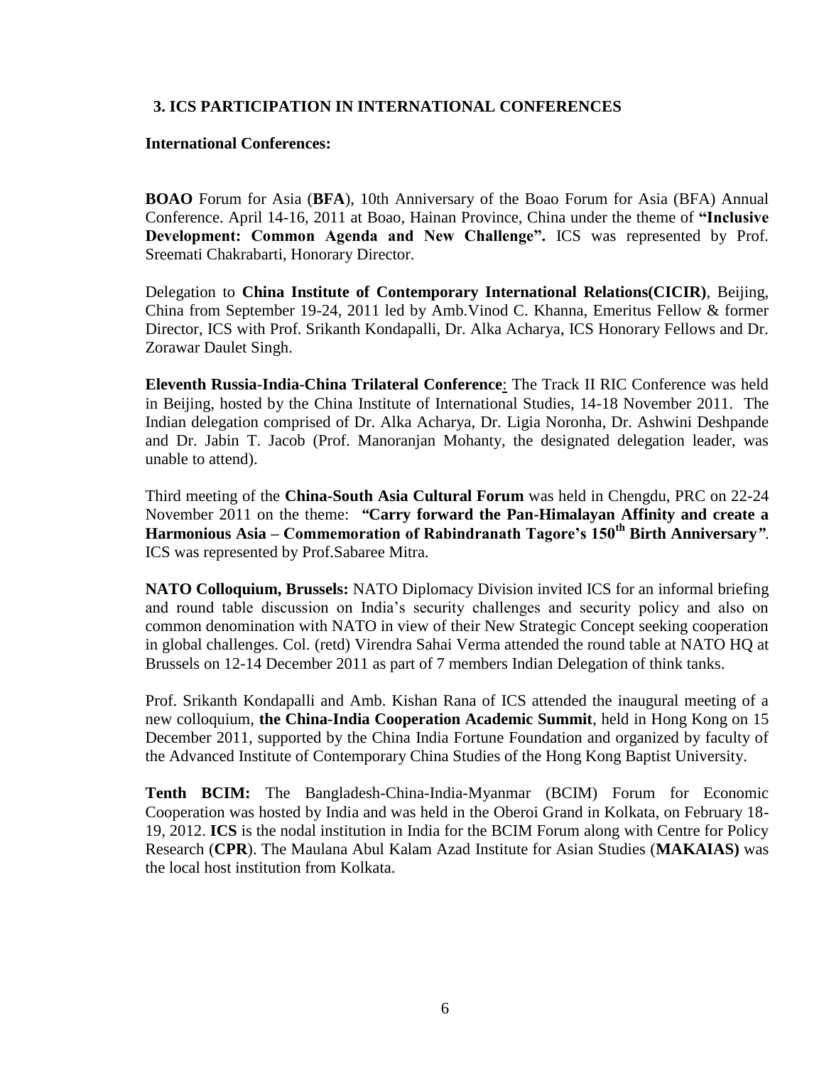## 3. ICS PARTICIPATION IN INTERNATIONAL CONFERENCES

**International Conferences:**

**BOAO** Forum for Asia (**BFA**), 10th Anniversary of the Boao Forum for Asia (BFA) Annual Conference. April 14-16, 2011 at Boao, Hainan Province, China under the theme of **"Inclusive Development: Common Agenda and New Challenge".** ICS was represented by Prof. Sreemati Chakrabarti, Honorary Director.

Delegation to **China Institute of Contemporary International Relations(CICIR)**, Beijing, China from September 19-24, 2011 led by Amb.Vinod C. Khanna, Emeritus Fellow & former Director, ICS with Prof. Srikanth Kondapalli, Dr. Alka Acharya, ICS Honorary Fellows and Dr. Zorawar Daulet Singh.

**Eleventh Russia-India-China Trilateral Conference**: The Track II RIC Conference was held in Beijing, hosted by the China Institute of International Studies, 14-18 November 2011. The Indian delegation comprised of Dr. Alka Acharya, Dr. Ligia Noronha, Dr. Ashwini Deshpande and Dr. Jabin T. Jacob (Prof. Manoranjan Mohanty, the designated delegation leader, was unable to attend).

Third meeting of the **China-South Asia Cultural Forum** was held in Chengdu, PRC on 22-24 November 2011 on the theme: ***"Carry forward the Pan-Himalayan Affinity and create a Harmonious Asia – Commemoration of Rabindranath Tagore's 150th Birth Anniversary"***. ICS was represented by Prof.Sabaree Mitra.

**NATO Colloquium, Brussels:** NATO Diplomacy Division invited ICS for an informal briefing and round table discussion on India's security challenges and security policy and also on common denomination with NATO in view of their New Strategic Concept seeking cooperation in global challenges. Col. (retd) Virendra Sahai Verma attended the round table at NATO HQ at Brussels on 12-14 December 2011 as part of 7 members Indian Delegation of think tanks.

Prof. Srikanth Kondapalli and Amb. Kishan Rana of ICS attended the inaugural meeting of a new colloquium, **the China-India Cooperation Academic Summit**, held in Hong Kong on 15 December 2011, supported by the China India Fortune Foundation and organized by faculty of the Advanced Institute of Contemporary China Studies of the Hong Kong Baptist University.

**Tenth BCIM:** The Bangladesh-China-India-Myanmar (BCIM) Forum for Economic Cooperation was hosted by India and was held in the Oberoi Grand in Kolkata, on February 18-19, 2012. **ICS** is the nodal institution in India for the BCIM Forum along with Centre for Policy Research (**CPR**). The Maulana Abul Kalam Azad Institute for Asian Studies (**MAKAIAS)** was the local host institution from Kolkata.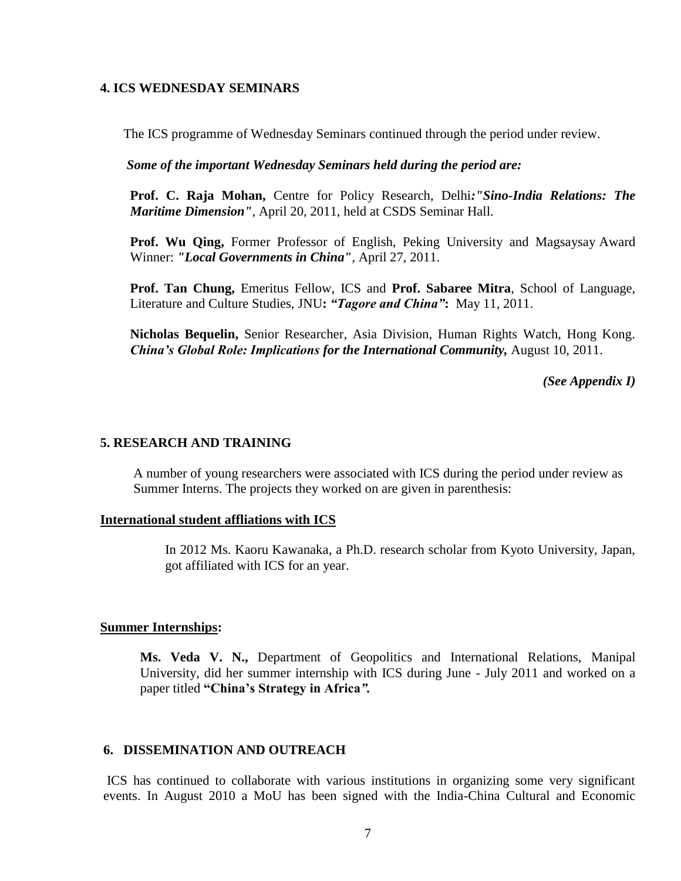## 4. ICS WEDNESDAY SEMINARS

The ICS programme of Wednesday Seminars continued through the period under review.

***Some of the important Wednesday Seminars held during the period are:***

**Prof. C. Raja Mohan,** Centre for Policy Research, Delhi***:"Sino-India Relations: The Maritime Dimension"***, April 20, 2011, held at CSDS Seminar Hall.

**Prof. Wu Qing,** Former Professor of English, Peking University and Magsaysay Award Winner: ***"Local Governments in China"***, April 27, 2011.

**Prof. Tan Chung,** Emeritus Fellow, ICS and **Prof. Sabaree Mitra**, School of Language, Literature and Culture Studies, JNU**: *"Tagore and China"*:** May 11, 2011.

**Nicholas Bequelin,** Senior Researcher, Asia Division, Human Rights Watch, Hong Kong. ***China's Global Role: Implications for the International Community,*** August 10, 2011.

***(See Appendix I)***

## 5. RESEARCH AND TRAINING

A number of young researchers were associated with ICS during the period under review as Summer Interns. The projects they worked on are given in parenthesis:

**International student affliations with ICS**

In 2012 Ms. Kaoru Kawanaka, a Ph.D. research scholar from Kyoto University, Japan, got affiliated with ICS for an year.

**Summer Internships:**

**Ms. Veda V. N.,** Department of Geopolitics and International Relations, Manipal University, did her summer internship with ICS during June - July 2011 and worked on a paper titled **"China's Strategy in Africa*".***

## 6. DISSEMINATION AND OUTREACH

ICS has continued to collaborate with various institutions in organizing some very significant events. In August 2010 a MoU has been signed with the India-China Cultural and Economic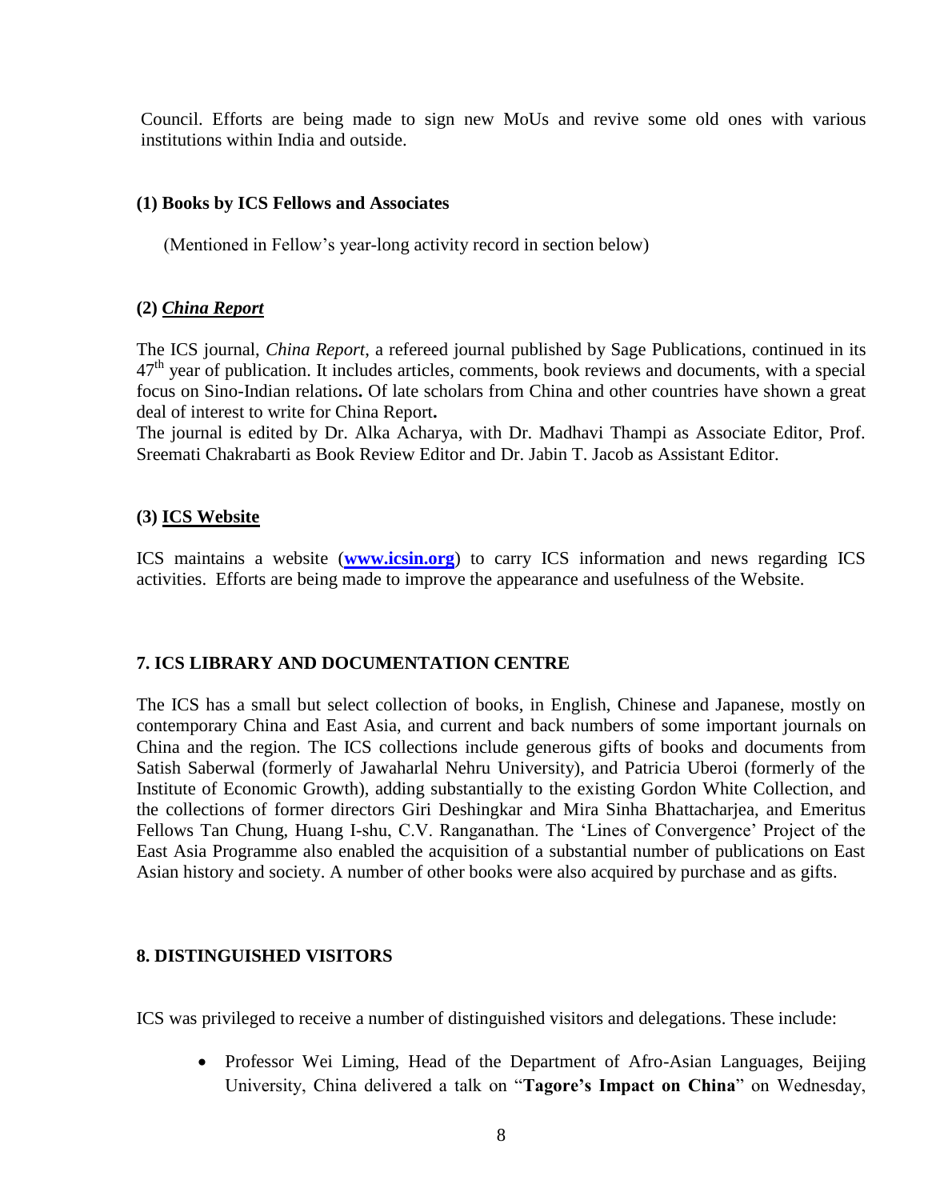Council. Efforts are being made to sign new MoUs and revive some old ones with various institutions within India and outside.

### (1) Books by ICS Fellows and Associates

(Mentioned in Fellow's year-long activity record in section below)

### (2) *China Report*

The ICS journal, *China Report*, a refereed journal published by Sage Publications, continued in its 47th year of publication. It includes articles, comments, book reviews and documents, with a special focus on Sino-Indian relations**.** Of late scholars from China and other countries have shown a great deal of interest to write for China Report**.**

The journal is edited by Dr. Alka Acharya, with Dr. Madhavi Thampi as Associate Editor, Prof. Sreemati Chakrabarti as Book Review Editor and Dr. Jabin T. Jacob as Assistant Editor.

### (3) ICS Website

ICS maintains a website (**[www.icsin.org](http://www.icsin.org)**) to carry ICS information and news regarding ICS activities. Efforts are being made to improve the appearance and usefulness of the Website.

## 7. ICS LIBRARY AND DOCUMENTATION CENTRE

The ICS has a small but select collection of books, in English, Chinese and Japanese, mostly on contemporary China and East Asia, and current and back numbers of some important journals on China and the region. The ICS collections include generous gifts of books and documents from Satish Saberwal (formerly of Jawaharlal Nehru University), and Patricia Uberoi (formerly of the Institute of Economic Growth), adding substantially to the existing Gordon White Collection, and the collections of former directors Giri Deshingkar and Mira Sinha Bhattacharjea, and Emeritus Fellows Tan Chung, Huang I-shu, C.V. Ranganathan. The 'Lines of Convergence' Project of the East Asia Programme also enabled the acquisition of a substantial number of publications on East Asian history and society. A number of other books were also acquired by purchase and as gifts.

## 8. DISTINGUISHED VISITORS

ICS was privileged to receive a number of distinguished visitors and delegations. These include:

- Professor Wei Liming, Head of the Department of Afro-Asian Languages, Beijing University, China delivered a talk on "**Tagore's Impact on China**" on Wednesday,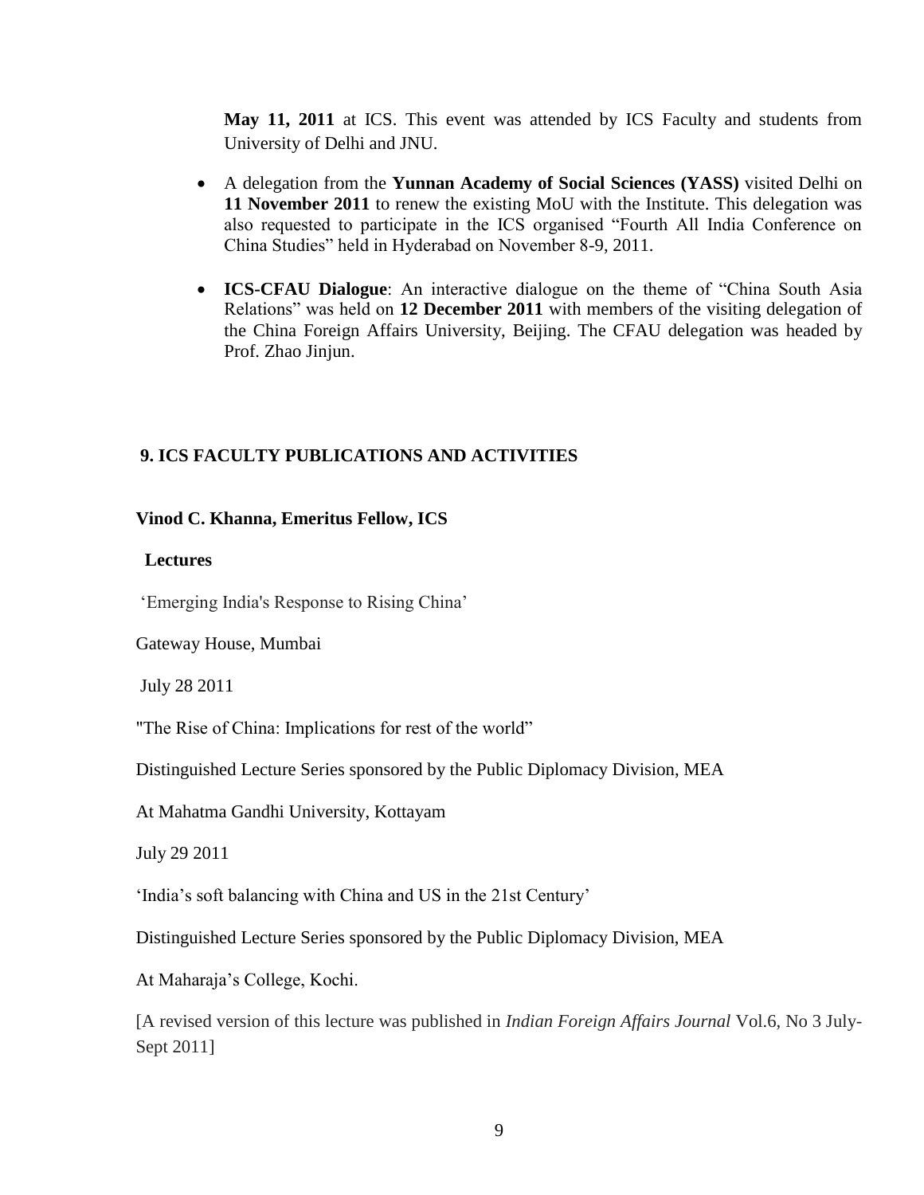**May 11, 2011** at ICS. This event was attended by ICS Faculty and students from University of Delhi and JNU.

- A delegation from the **Yunnan Academy of Social Sciences (YASS)** visited Delhi on **11 November 2011** to renew the existing MoU with the Institute. This delegation was also requested to participate in the ICS organised "Fourth All India Conference on China Studies" held in Hyderabad on November 8-9, 2011.

- **ICS-CFAU Dialogue**: An interactive dialogue on the theme of "China South Asia Relations" was held on **12 December 2011** with members of the visiting delegation of the China Foreign Affairs University, Beijing. The CFAU delegation was headed by Prof. Zhao Jinjun.

## 9. ICS FACULTY PUBLICATIONS AND ACTIVITIES

### Vinod C. Khanna, Emeritus Fellow, ICS

#### Lectures

'Emerging India's Response to Rising China'

Gateway House, Mumbai

July 28 2011

"The Rise of China: Implications for rest of the world"

Distinguished Lecture Series sponsored by the Public Diplomacy Division, MEA

At Mahatma Gandhi University, Kottayam

July 29 2011

'India's soft balancing with China and US in the 21st Century'

Distinguished Lecture Series sponsored by the Public Diplomacy Division, MEA

At Maharaja's College, Kochi.

[A revised version of this lecture was published in *Indian Foreign Affairs Journal* Vol.6, No 3 July-Sept 2011]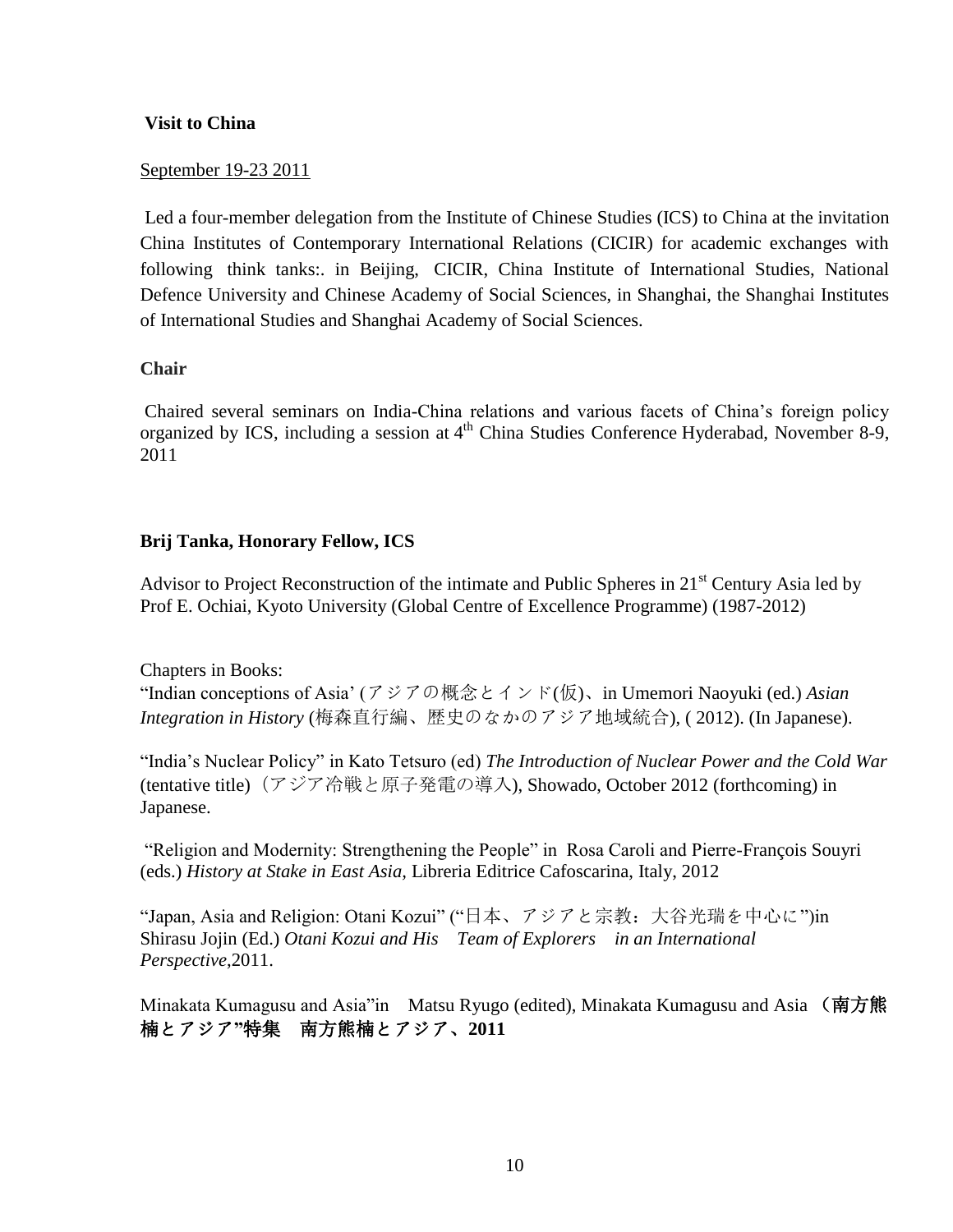**Visit to China**

September 19-23 2011

Led a four-member delegation from the Institute of Chinese Studies (ICS) to China at the invitation China Institutes of Contemporary International Relations (CICIR) for academic exchanges with following think tanks:. in Beijing, CICIR, China Institute of International Studies, National Defence University and Chinese Academy of Social Sciences, in Shanghai, the Shanghai Institutes of International Studies and Shanghai Academy of Social Sciences.

**Chair**

Chaired several seminars on India-China relations and various facets of China's foreign policy organized by ICS, including a session at 4th China Studies Conference Hyderabad, November 8-9, 2011

**Brij Tanka, Honorary Fellow, ICS**

Advisor to Project Reconstruction of the intimate and Public Spheres in 21st Century Asia led by Prof E. Ochiai, Kyoto University (Global Centre of Excellence Programme) (1987-2012)

Chapters in Books:

"Indian conceptions of Asia' (アジアの概念とインド(仮)、in Umemori Naoyuki (ed.) *Asian Integration in History* (梅森直行編、歴史のなかのアジア地域統合), ( 2012). (In Japanese).

"India's Nuclear Policy" in Kato Tetsuro (ed) *The Introduction of Nuclear Power and the Cold War* (tentative title)（アジア冷戦と原子発電の導入), Showado, October 2012 (forthcoming) in Japanese.

"Religion and Modernity: Strengthening the People" in Rosa Caroli and Pierre-François Souyri (eds.) *History at Stake in East Asia,* Libreria Editrice Cafoscarina, Italy, 2012

"Japan, Asia and Religion: Otani Kozui" ("日本、アジアと宗教：大谷光瑞を中心に")in Shirasu Jojin (Ed.) *Otani Kozui and His Team of Explorers in an International Perspective*,2011.

Minakata Kumagusu and Asia"in Matsu Ryugo (edited), Minakata Kumagusu and Asia **（南方熊楠とアジア"特集 南方熊楠とアジア、2011**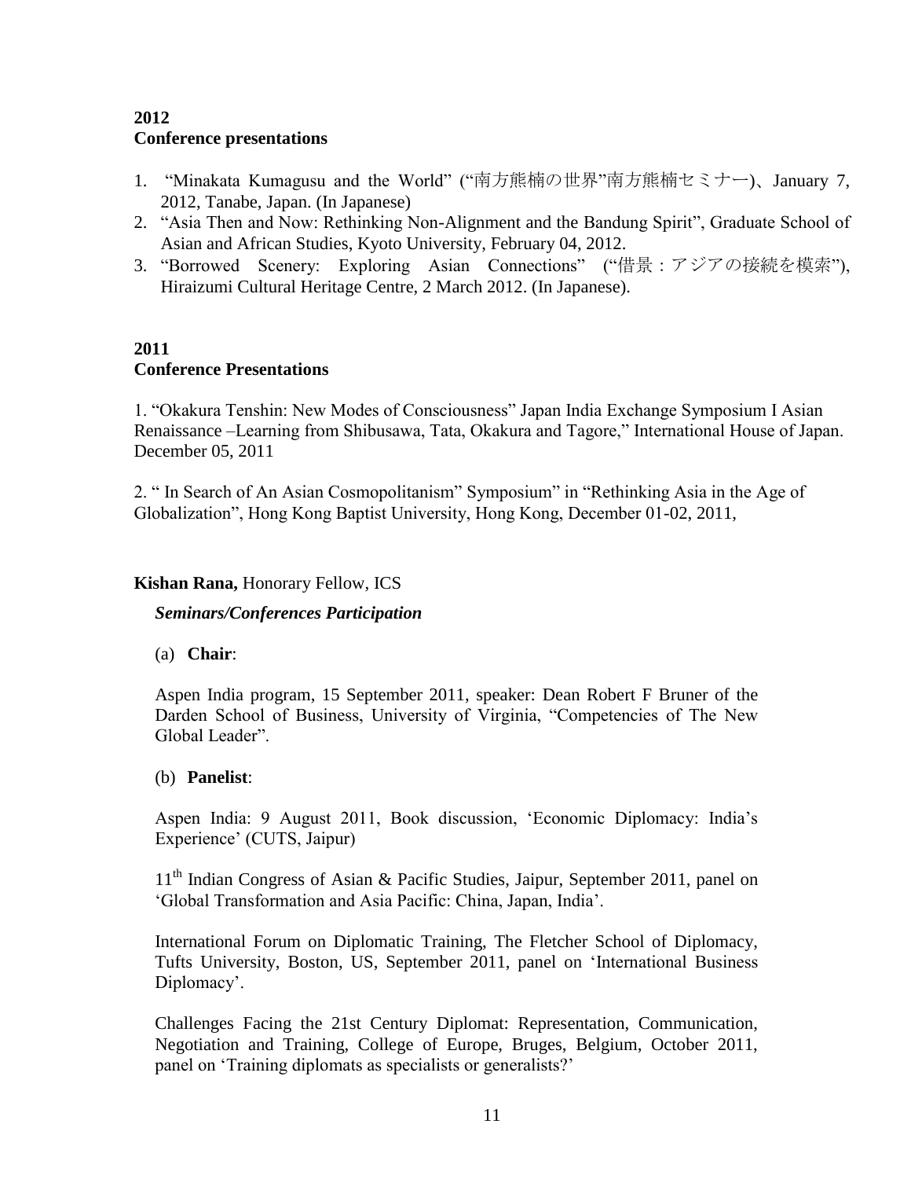**2012**
**Conference presentations**

1. "Minakata Kumagusu and the World" ("南方熊楠の世界"南方熊楠セミナー)、January 7, 2012, Tanabe, Japan. (In Japanese)
2. "Asia Then and Now: Rethinking Non-Alignment and the Bandung Spirit", Graduate School of Asian and African Studies, Kyoto University, February 04, 2012.
3. "Borrowed Scenery: Exploring Asian Connections" ("借景：アジアの接続を模索"), Hiraizumi Cultural Heritage Centre, 2 March 2012. (In Japanese).

**2011**
**Conference Presentations**

1. "Okakura Tenshin: New Modes of Consciousness" Japan India Exchange Symposium I Asian Renaissance –Learning from Shibusawa, Tata, Okakura and Tagore," International House of Japan. December 05, 2011

2. " In Search of An Asian Cosmopolitanism" Symposium" in "Rethinking Asia in the Age of Globalization", Hong Kong Baptist University, Hong Kong, December 01-02, 2011,

**Kishan Rana,** Honorary Fellow, ICS

***Seminars/Conferences Participation***

(a) **Chair**:

Aspen India program, 15 September 2011, speaker: Dean Robert F Bruner of the Darden School of Business, University of Virginia, "Competencies of The New Global Leader".

(b) **Panelist**:

Aspen India: 9 August 2011, Book discussion, 'Economic Diplomacy: India's Experience' (CUTS, Jaipur)

11th Indian Congress of Asian & Pacific Studies, Jaipur, September 2011, panel on 'Global Transformation and Asia Pacific: China, Japan, India'.

International Forum on Diplomatic Training, The Fletcher School of Diplomacy, Tufts University, Boston, US, September 2011, panel on 'International Business Diplomacy'.

Challenges Facing the 21st Century Diplomat: Representation, Communication, Negotiation and Training, College of Europe, Bruges, Belgium, October 2011, panel on 'Training diplomats as specialists or generalists?'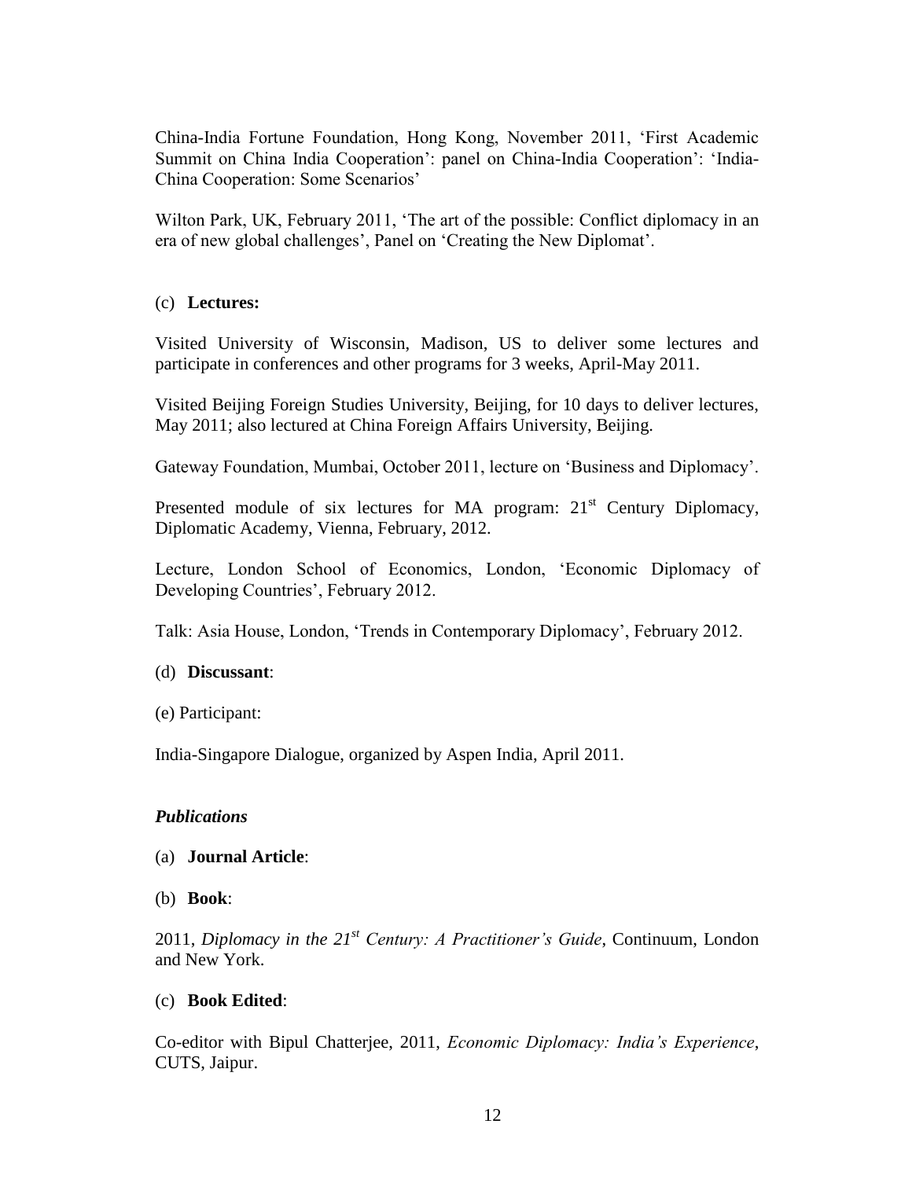China-India Fortune Foundation, Hong Kong, November 2011, 'First Academic Summit on China India Cooperation': panel on China-India Cooperation': 'India-China Cooperation: Some Scenarios'

Wilton Park, UK, February 2011, 'The art of the possible: Conflict diplomacy in an era of new global challenges', Panel on 'Creating the New Diplomat'.

(c) **Lectures:**

Visited University of Wisconsin, Madison, US to deliver some lectures and participate in conferences and other programs for 3 weeks, April-May 2011.

Visited Beijing Foreign Studies University, Beijing, for 10 days to deliver lectures, May 2011; also lectured at China Foreign Affairs University, Beijing.

Gateway Foundation, Mumbai, October 2011, lecture on 'Business and Diplomacy'.

Presented module of six lectures for MA program: 21st Century Diplomacy, Diplomatic Academy, Vienna, February, 2012.

Lecture, London School of Economics, London, 'Economic Diplomacy of Developing Countries', February 2012.

Talk: Asia House, London, 'Trends in Contemporary Diplomacy', February 2012.

(d) **Discussant**:

(e) Participant:

India-Singapore Dialogue, organized by Aspen India, April 2011.

### *Publications*

(a) **Journal Article**:

(b) **Book**:

2011, *Diplomacy in the 21st Century: A Practitioner's Guide*, Continuum, London and New York.

(c) **Book Edited**:

Co-editor with Bipul Chatterjee, 2011, *Economic Diplomacy: India's Experience*, CUTS, Jaipur.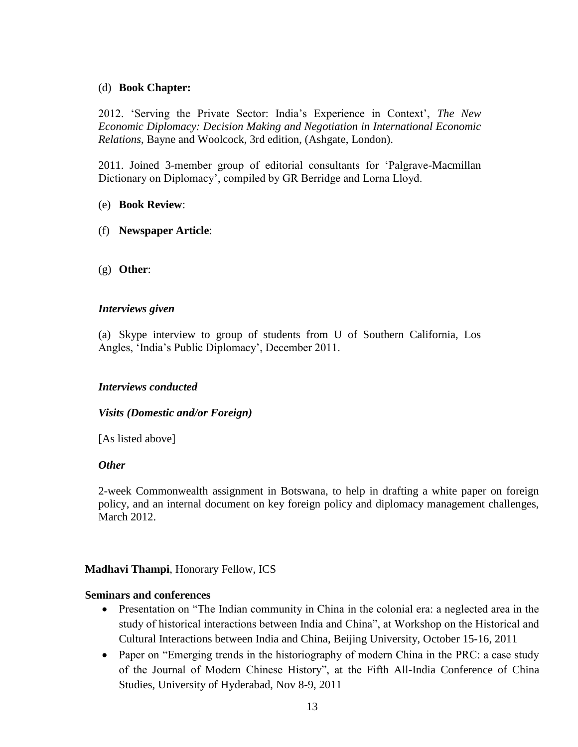(d) **Book Chapter:**

2012. 'Serving the Private Sector: India's Experience in Context', *The New Economic Diplomacy: Decision Making and Negotiation in International Economic Relations*, Bayne and Woolcock, 3rd edition, (Ashgate, London).

2011. Joined 3-member group of editorial consultants for 'Palgrave-Macmillan Dictionary on Diplomacy', compiled by GR Berridge and Lorna Lloyd.

(e) **Book Review**:

(f) **Newspaper Article**:

(g) **Other**:

***Interviews given***

(a) Skype interview to group of students from U of Southern California, Los Angles, 'India's Public Diplomacy', December 2011.

***Interviews conducted***

***Visits (Domestic and/or Foreign)***

[As listed above]

***Other***

2-week Commonwealth assignment in Botswana, to help in drafting a white paper on foreign policy, and an internal document on key foreign policy and diplomacy management challenges, March 2012.

**Madhavi Thampi**, Honorary Fellow, ICS

**Seminars and conferences**

- Presentation on "The Indian community in China in the colonial era: a neglected area in the study of historical interactions between India and China", at Workshop on the Historical and Cultural Interactions between India and China, Beijing University, October 15-16, 2011
- Paper on "Emerging trends in the historiography of modern China in the PRC: a case study of the Journal of Modern Chinese History", at the Fifth All-India Conference of China Studies, University of Hyderabad, Nov 8-9, 2011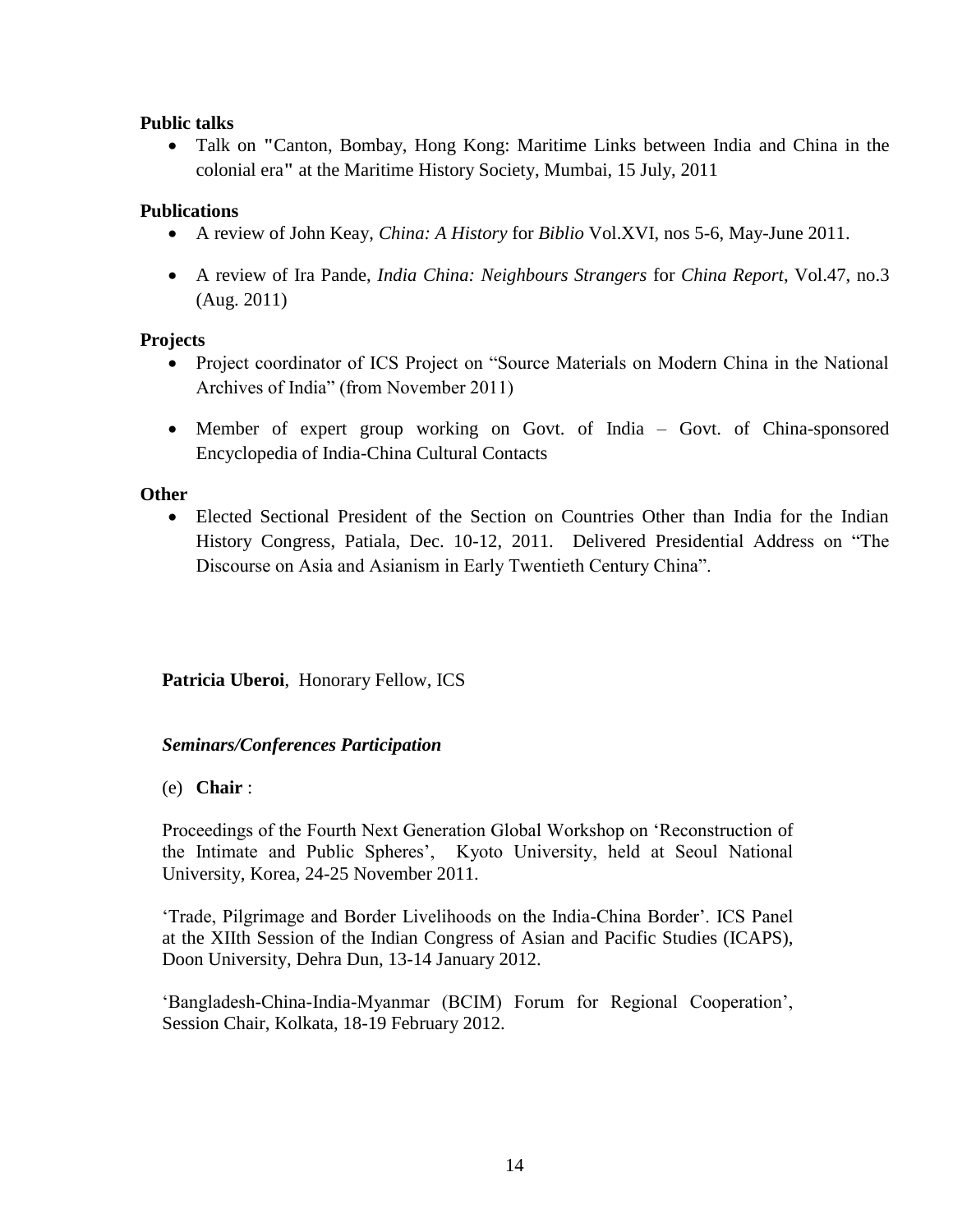**Public talks**

- Talk on "Canton, Bombay, Hong Kong: Maritime Links between India and China in the colonial era" at the Maritime History Society, Mumbai, 15 July, 2011

**Publications**

- A review of John Keay, *China: A History* for *Biblio* Vol.XVI, nos 5-6, May-June 2011.
- A review of Ira Pande, *India China: Neighbours Strangers* for *China Report*, Vol.47, no.3 (Aug. 2011)

**Projects**

- Project coordinator of ICS Project on "Source Materials on Modern China in the National Archives of India" (from November 2011)
- Member of expert group working on Govt. of India – Govt. of China-sponsored Encyclopedia of India-China Cultural Contacts

**Other**

- Elected Sectional President of the Section on Countries Other than India for the Indian History Congress, Patiala, Dec. 10-12, 2011. Delivered Presidential Address on "The Discourse on Asia and Asianism in Early Twentieth Century China".

**Patricia Uberoi**, Honorary Fellow, ICS

***Seminars/Conferences Participation***

(e) **Chair** :

Proceedings of the Fourth Next Generation Global Workshop on 'Reconstruction of the Intimate and Public Spheres', Kyoto University, held at Seoul National University, Korea, 24-25 November 2011.

'Trade, Pilgrimage and Border Livelihoods on the India-China Border'. ICS Panel at the XIIth Session of the Indian Congress of Asian and Pacific Studies (ICAPS), Doon University, Dehra Dun, 13-14 January 2012.

'Bangladesh-China-India-Myanmar (BCIM) Forum for Regional Cooperation', Session Chair, Kolkata, 18-19 February 2012.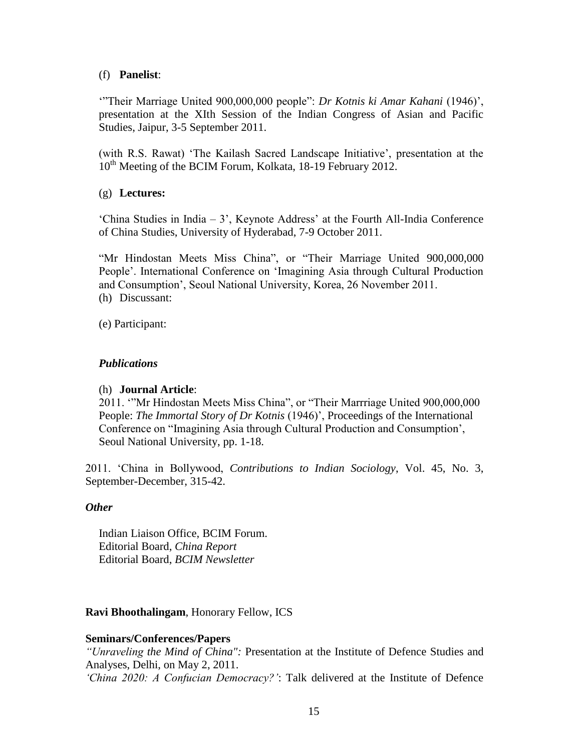(f) **Panelist**:

'"Their Marriage United 900,000,000 people": *Dr Kotnis ki Amar Kahani* (1946)', presentation at the XIth Session of the Indian Congress of Asian and Pacific Studies, Jaipur, 3-5 September 2011.

(with R.S. Rawat) 'The Kailash Sacred Landscape Initiative', presentation at the 10th Meeting of the BCIM Forum, Kolkata, 18-19 February 2012.

(g) **Lectures:**

'China Studies in India – 3', Keynote Address' at the Fourth All-India Conference of China Studies, University of Hyderabad, 7-9 October 2011.

"Mr Hindostan Meets Miss China", or "Their Marriage United 900,000,000 People'. International Conference on 'Imagining Asia through Cultural Production and Consumption', Seoul National University, Korea, 26 November 2011.

(h) Discussant:

(e) Participant:

### *Publications*

(h) **Journal Article**:

2011. '"Mr Hindostan Meets Miss China", or "Their Marrriage United 900,000,000 People: *The Immortal Story of Dr Kotnis* (1946)', Proceedings of the International Conference on "Imagining Asia through Cultural Production and Consumption', Seoul National University, pp. 1-18.

2011. 'China in Bollywood, *Contributions to Indian Sociology*, Vol. 45, No. 3, September-December, 315-42.

### *Other*

Indian Liaison Office, BCIM Forum.
Editorial Board, *China Report*
Editorial Board, *BCIM Newsletter*

**Ravi Bhoothalingam**, Honorary Fellow, ICS

**Seminars/Conferences/Papers**

*"Unraveling the Mind of China":* Presentation at the Institute of Defence Studies and Analyses, Delhi, on May 2, 2011.
*'China 2020: A Confucian Democracy?'*: Talk delivered at the Institute of Defence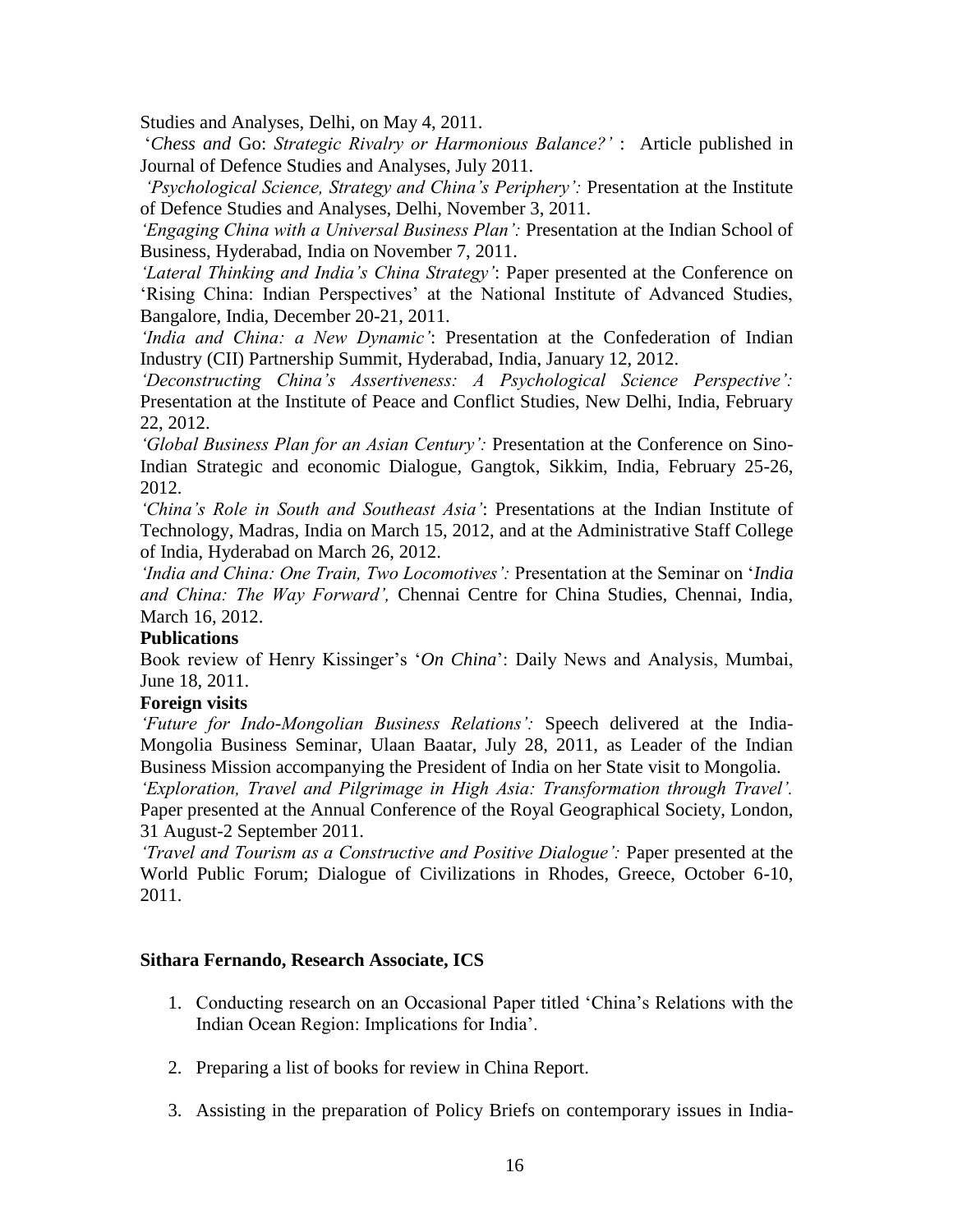Studies and Analyses, Delhi, on May 4, 2011.

'*Chess and* Go: *Strategic Rivalry or Harmonious Balance?'* : Article published in Journal of Defence Studies and Analyses, July 2011.

*'Psychological Science, Strategy and China's Periphery':* Presentation at the Institute of Defence Studies and Analyses, Delhi, November 3, 2011.

*'Engaging China with a Universal Business Plan':* Presentation at the Indian School of Business, Hyderabad, India on November 7, 2011.

*'Lateral Thinking and India's China Strategy'*: Paper presented at the Conference on 'Rising China: Indian Perspectives' at the National Institute of Advanced Studies, Bangalore, India, December 20-21, 2011.

*'India and China: a New Dynamic'*: Presentation at the Confederation of Indian Industry (CII) Partnership Summit, Hyderabad, India, January 12, 2012.

*'Deconstructing China's Assertiveness: A Psychological Science Perspective':* Presentation at the Institute of Peace and Conflict Studies, New Delhi, India, February 22, 2012.

*'Global Business Plan for an Asian Century':* Presentation at the Conference on Sino-Indian Strategic and economic Dialogue, Gangtok, Sikkim, India, February 25-26, 2012.

*'China's Role in South and Southeast Asia'*: Presentations at the Indian Institute of Technology, Madras, India on March 15, 2012, and at the Administrative Staff College of India, Hyderabad on March 26, 2012.

*'India and China: One Train, Two Locomotives':* Presentation at the Seminar on '*India and China: The Way Forward',* Chennai Centre for China Studies, Chennai, India, March 16, 2012.

**Publications**

Book review of Henry Kissinger's '*On China*': Daily News and Analysis, Mumbai, June 18, 2011.

**Foreign visits**

*'Future for Indo-Mongolian Business Relations':* Speech delivered at the India-Mongolia Business Seminar, Ulaan Baatar, July 28, 2011, as Leader of the Indian Business Mission accompanying the President of India on her State visit to Mongolia.

*'Exploration, Travel and Pilgrimage in High Asia: Transformation through Travel'.* Paper presented at the Annual Conference of the Royal Geographical Society, London, 31 August-2 September 2011.

*'Travel and Tourism as a Constructive and Positive Dialogue':* Paper presented at the World Public Forum; Dialogue of Civilizations in Rhodes, Greece, October 6-10, 2011.

**Sithara Fernando, Research Associate, ICS**

1. Conducting research on an Occasional Paper titled 'China's Relations with the Indian Ocean Region: Implications for India'.

2. Preparing a list of books for review in China Report.

3. Assisting in the preparation of Policy Briefs on contemporary issues in India-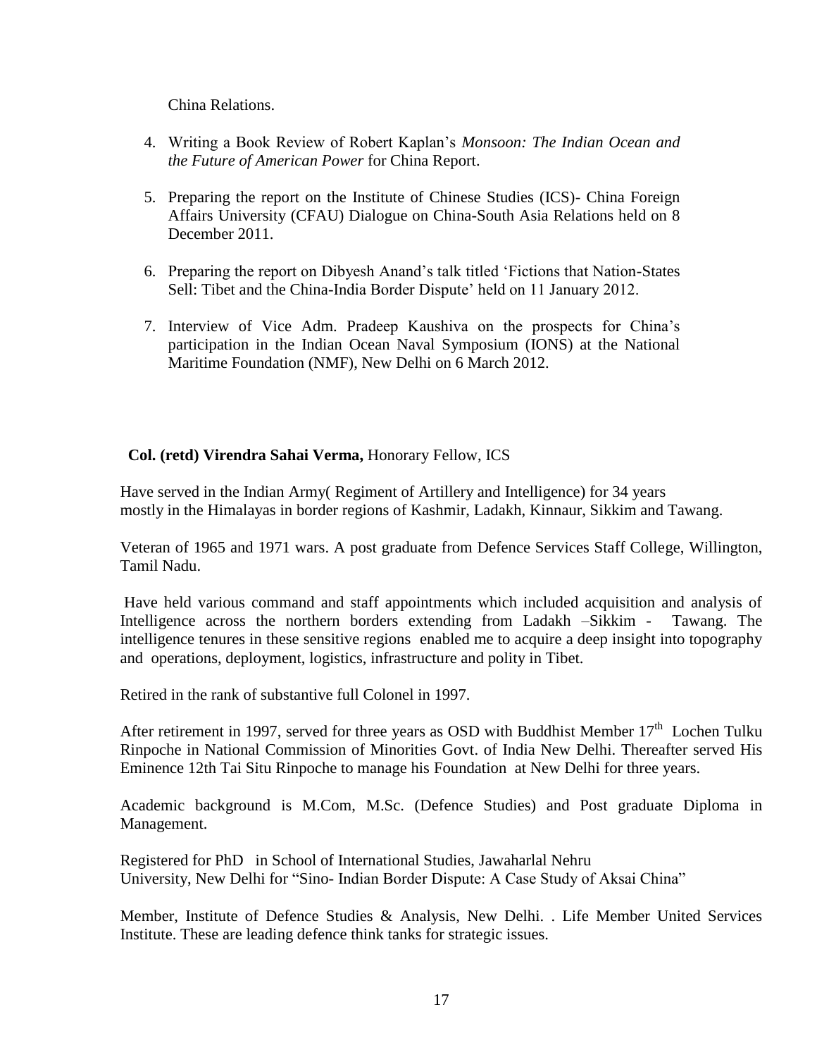China Relations.

4. Writing a Book Review of Robert Kaplan's *Monsoon: The Indian Ocean and the Future of American Power* for China Report.

5. Preparing the report on the Institute of Chinese Studies (ICS)- China Foreign Affairs University (CFAU) Dialogue on China-South Asia Relations held on 8 December 2011.

6. Preparing the report on Dibyesh Anand's talk titled 'Fictions that Nation-States Sell: Tibet and the China-India Border Dispute' held on 11 January 2012.

7. Interview of Vice Adm. Pradeep Kaushiva on the prospects for China's participation in the Indian Ocean Naval Symposium (IONS) at the National Maritime Foundation (NMF), New Delhi on 6 March 2012.

**Col. (retd) Virendra Sahai Verma,** Honorary Fellow, ICS

Have served in the Indian Army( Regiment of Artillery and Intelligence) for 34 years mostly in the Himalayas in border regions of Kashmir, Ladakh, Kinnaur, Sikkim and Tawang.

Veteran of 1965 and 1971 wars. A post graduate from Defence Services Staff College, Willington, Tamil Nadu.

Have held various command and staff appointments which included acquisition and analysis of Intelligence across the northern borders extending from Ladakh –Sikkim - Tawang. The intelligence tenures in these sensitive regions enabled me to acquire a deep insight into topography and operations, deployment, logistics, infrastructure and polity in Tibet.

Retired in the rank of substantive full Colonel in 1997.

After retirement in 1997, served for three years as OSD with Buddhist Member 17th Lochen Tulku Rinpoche in National Commission of Minorities Govt. of India New Delhi. Thereafter served His Eminence 12th Tai Situ Rinpoche to manage his Foundation at New Delhi for three years.

Academic background is M.Com, M.Sc. (Defence Studies) and Post graduate Diploma in Management.

Registered for PhD in School of International Studies, Jawaharlal Nehru University, New Delhi for "Sino- Indian Border Dispute: A Case Study of Aksai China"

Member, Institute of Defence Studies & Analysis, New Delhi. . Life Member United Services Institute. These are leading defence think tanks for strategic issues.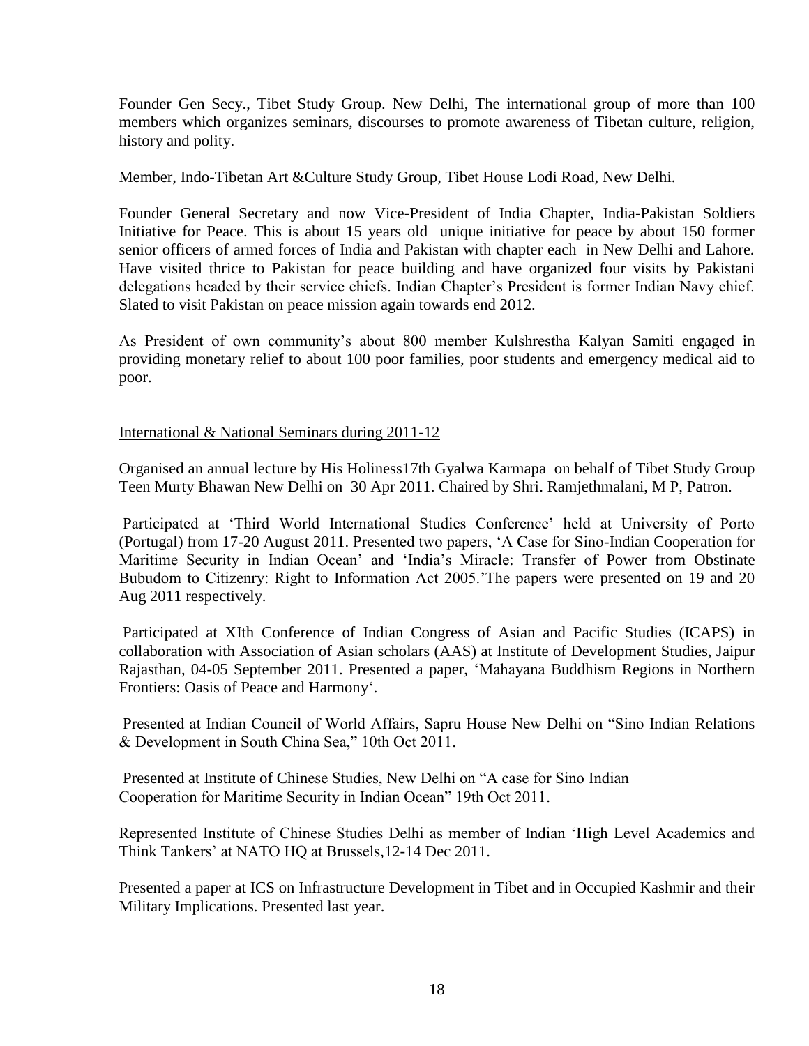Founder Gen Secy., Tibet Study Group. New Delhi, The international group of more than 100 members which organizes seminars, discourses to promote awareness of Tibetan culture, religion, history and polity.

Member, Indo-Tibetan Art &Culture Study Group, Tibet House Lodi Road, New Delhi.

Founder General Secretary and now Vice-President of India Chapter, India-Pakistan Soldiers Initiative for Peace. This is about 15 years old unique initiative for peace by about 150 former senior officers of armed forces of India and Pakistan with chapter each in New Delhi and Lahore. Have visited thrice to Pakistan for peace building and have organized four visits by Pakistani delegations headed by their service chiefs. Indian Chapter's President is former Indian Navy chief. Slated to visit Pakistan on peace mission again towards end 2012.

As President of own community's about 800 member Kulshrestha Kalyan Samiti engaged in providing monetary relief to about 100 poor families, poor students and emergency medical aid to poor.

International & National Seminars during 2011-12

Organised an annual lecture by His Holiness17th Gyalwa Karmapa on behalf of Tibet Study Group Teen Murty Bhawan New Delhi on 30 Apr 2011. Chaired by Shri. Ramjethmalani, M P, Patron.

Participated at 'Third World International Studies Conference' held at University of Porto (Portugal) from 17-20 August 2011. Presented two papers, 'A Case for Sino-Indian Cooperation for Maritime Security in Indian Ocean' and 'India's Miracle: Transfer of Power from Obstinate Bubudom to Citizenry: Right to Information Act 2005.' The papers were presented on 19 and 20 Aug 2011 respectively.

Participated at XIth Conference of Indian Congress of Asian and Pacific Studies (ICAPS) in collaboration with Association of Asian scholars (AAS) at Institute of Development Studies, Jaipur Rajasthan, 04-05 September 2011. Presented a paper, 'Mahayana Buddhism Regions in Northern Frontiers: Oasis of Peace and Harmony'.

Presented at Indian Council of World Affairs, Sapru House New Delhi on "Sino Indian Relations & Development in South China Sea," 10th Oct 2011.

Presented at Institute of Chinese Studies, New Delhi on "A case for Sino Indian Cooperation for Maritime Security in Indian Ocean" 19th Oct 2011.

Represented Institute of Chinese Studies Delhi as member of Indian 'High Level Academics and Think Tankers' at NATO HQ at Brussels,12-14 Dec 2011.

Presented a paper at ICS on Infrastructure Development in Tibet and in Occupied Kashmir and their Military Implications. Presented last year.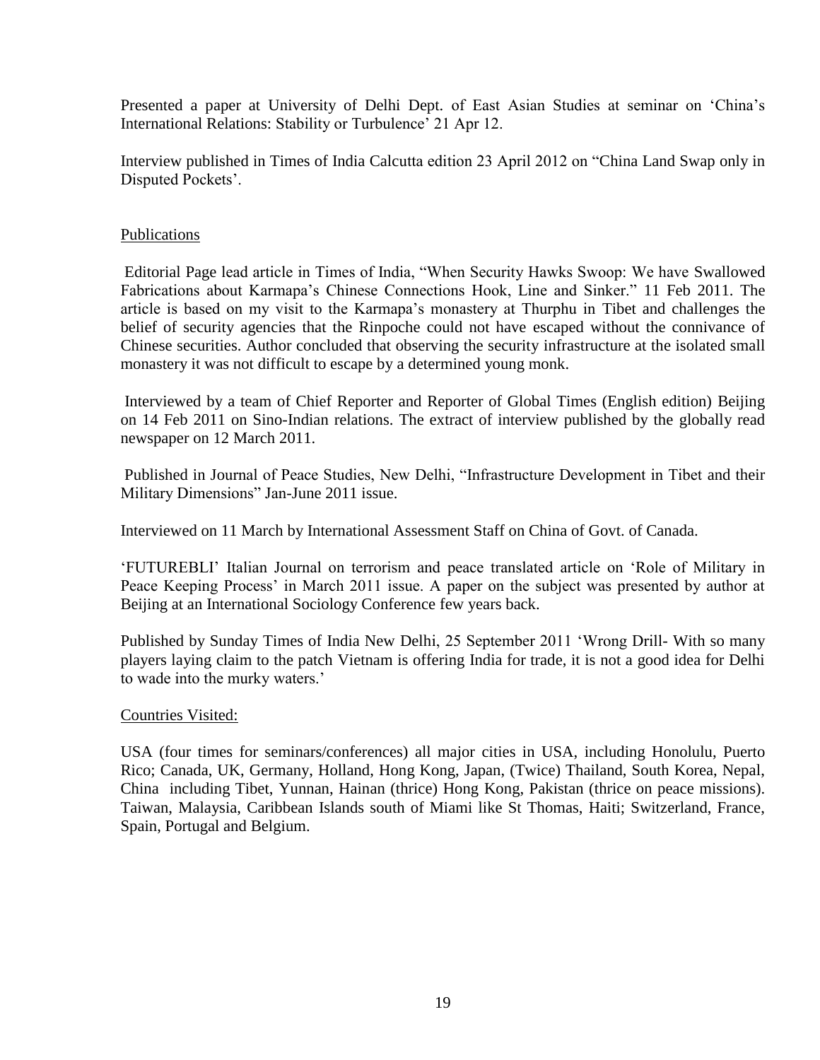Presented a paper at University of Delhi Dept. of East Asian Studies at seminar on 'China's International Relations: Stability or Turbulence' 21 Apr 12.

Interview published in Times of India Calcutta edition 23 April 2012 on "China Land Swap only in Disputed Pockets'.

## Publications

Editorial Page lead article in Times of India, "When Security Hawks Swoop: We have Swallowed Fabrications about Karmapa's Chinese Connections Hook, Line and Sinker." 11 Feb 2011. The article is based on my visit to the Karmapa's monastery at Thurphu in Tibet and challenges the belief of security agencies that the Rinpoche could not have escaped without the connivance of Chinese securities. Author concluded that observing the security infrastructure at the isolated small monastery it was not difficult to escape by a determined young monk.

Interviewed by a team of Chief Reporter and Reporter of Global Times (English edition) Beijing on 14 Feb 2011 on Sino-Indian relations. The extract of interview published by the globally read newspaper on 12 March 2011.

Published in Journal of Peace Studies, New Delhi, "Infrastructure Development in Tibet and their Military Dimensions" Jan-June 2011 issue.

Interviewed on 11 March by International Assessment Staff on China of Govt. of Canada.

'FUTUREBLI' Italian Journal on terrorism and peace translated article on 'Role of Military in Peace Keeping Process' in March 2011 issue. A paper on the subject was presented by author at Beijing at an International Sociology Conference few years back.

Published by Sunday Times of India New Delhi, 25 September 2011 'Wrong Drill- With so many players laying claim to the patch Vietnam is offering India for trade, it is not a good idea for Delhi to wade into the murky waters.'

## Countries Visited:

USA (four times for seminars/conferences) all major cities in USA, including Honolulu, Puerto Rico; Canada, UK, Germany, Holland, Hong Kong, Japan, (Twice) Thailand, South Korea, Nepal, China including Tibet, Yunnan, Hainan (thrice) Hong Kong, Pakistan (thrice on peace missions). Taiwan, Malaysia, Caribbean Islands south of Miami like St Thomas, Haiti; Switzerland, France, Spain, Portugal and Belgium.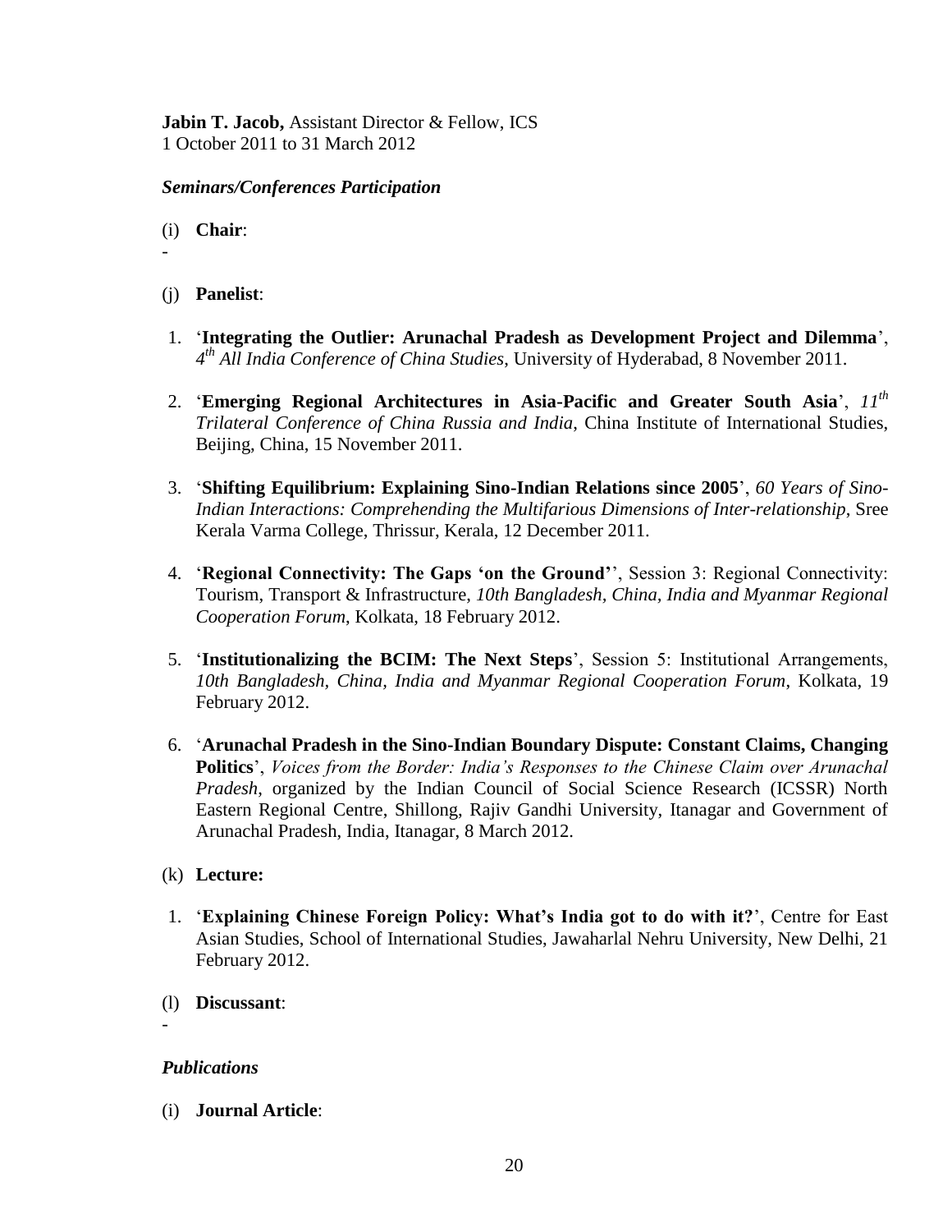**Jabin T. Jacob,** Assistant Director & Fellow, ICS
1 October 2011 to 31 March 2012

***Seminars/Conferences Participation***

(i) **Chair**:

-

(j) **Panelist**:

1. '**Integrating the Outlier: Arunachal Pradesh as Development Project and Dilemma**', *4th All India Conference of China Studies*, University of Hyderabad, 8 November 2011.

2. '**Emerging Regional Architectures in Asia-Pacific and Greater South Asia**', *11th Trilateral Conference of China Russia and India*, China Institute of International Studies, Beijing, China, 15 November 2011.

3. '**Shifting Equilibrium: Explaining Sino-Indian Relations since 2005**', *60 Years of Sino-Indian Interactions: Comprehending the Multifarious Dimensions of Inter-relationship*, Sree Kerala Varma College, Thrissur, Kerala, 12 December 2011.

4. '**Regional Connectivity: The Gaps 'on the Ground'**', Session 3: Regional Connectivity: Tourism, Transport & Infrastructure, *10th Bangladesh, China, India and Myanmar Regional Cooperation Forum*, Kolkata, 18 February 2012.

5. '**Institutionalizing the BCIM: The Next Steps**', Session 5: Institutional Arrangements, *10th Bangladesh, China, India and Myanmar Regional Cooperation Forum*, Kolkata, 19 February 2012.

6. '**Arunachal Pradesh in the Sino-Indian Boundary Dispute: Constant Claims, Changing Politics**', *Voices from the Border: India's Responses to the Chinese Claim over Arunachal Pradesh*, organized by the Indian Council of Social Science Research (ICSSR) North Eastern Regional Centre, Shillong, Rajiv Gandhi University, Itanagar and Government of Arunachal Pradesh, India, Itanagar, 8 March 2012.

(k) **Lecture:**

1. '**Explaining Chinese Foreign Policy: What's India got to do with it?**', Centre for East Asian Studies, School of International Studies, Jawaharlal Nehru University, New Delhi, 21 February 2012.

(l) **Discussant**:

-

***Publications***

(i) **Journal Article**: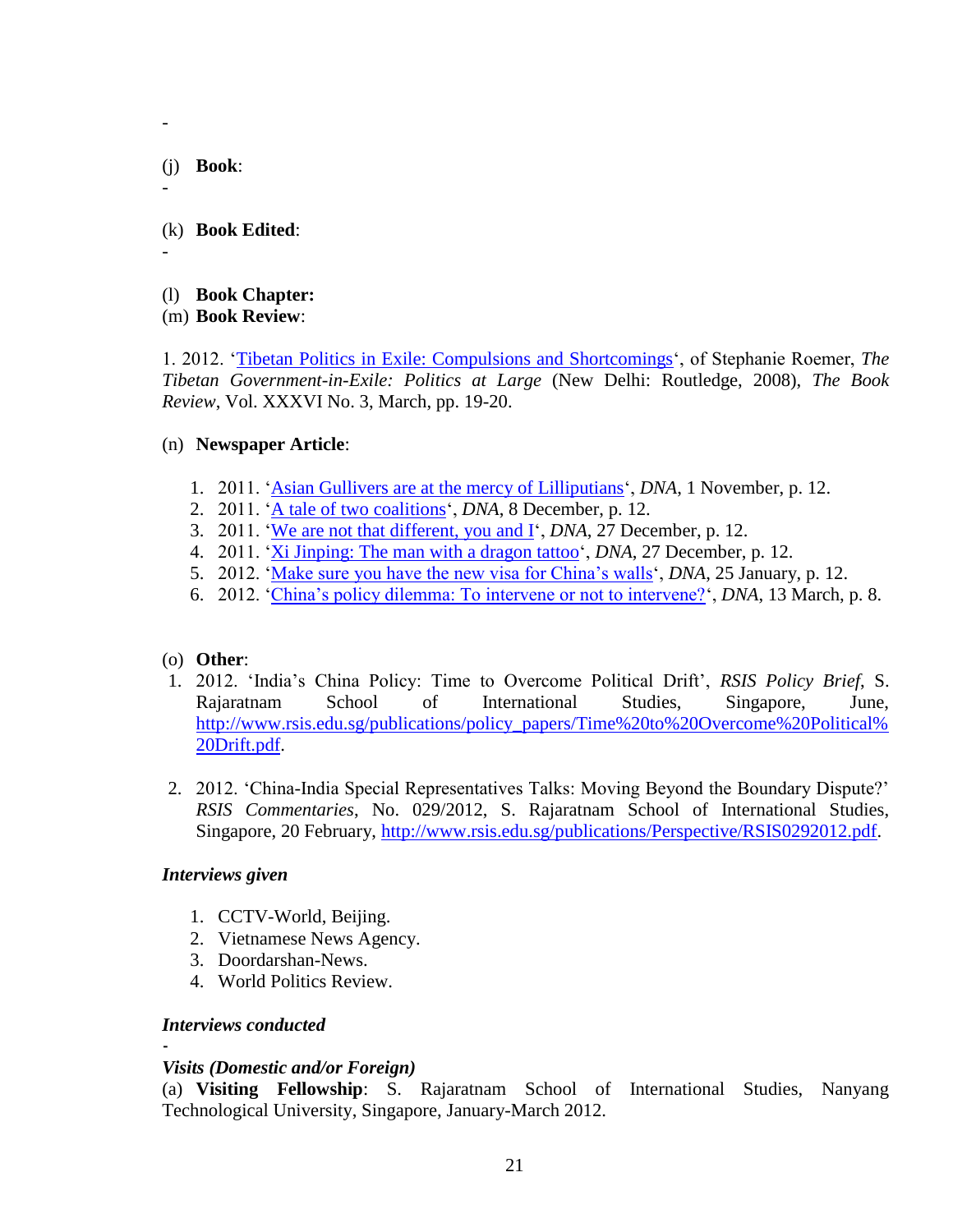-

(j) **Book**:

-

(k) **Book Edited**:

-

(l) **Book Chapter:**

(m) **Book Review**:

1. 2012. 'Tibetan Politics in Exile: Compulsions and Shortcomings', of Stephanie Roemer, *The Tibetan Government-in-Exile: Politics at Large* (New Delhi: Routledge, 2008), *The Book Review*, Vol. XXXVI No. 3, March, pp. 19-20.

(n) **Newspaper Article**:

1. 2011. 'Asian Gullivers are at the mercy of Lilliputians', *DNA*, 1 November, p. 12.
2. 2011. 'A tale of two coalitions', *DNA*, 8 December, p. 12.
3. 2011. 'We are not that different, you and I', *DNA*, 27 December, p. 12.
4. 2011. 'Xi Jinping: The man with a dragon tattoo', *DNA*, 27 December, p. 12.
5. 2012. 'Make sure you have the new visa for China's walls', *DNA*, 25 January, p. 12.
6. 2012. 'China's policy dilemma: To intervene or not to intervene?', *DNA*, 13 March, p. 8.

(o) **Other**:

1. 2012. 'India's China Policy: Time to Overcome Political Drift', *RSIS Policy Brief*, S. Rajaratnam School of International Studies, Singapore, June, http://www.rsis.edu.sg/publications/policy_papers/Time%20to%20Overcome%20Political%20Drift.pdf.

2. 2012. 'China-India Special Representatives Talks: Moving Beyond the Boundary Dispute?' *RSIS Commentaries*, No. 029/2012, S. Rajaratnam School of International Studies, Singapore, 20 February, http://www.rsis.edu.sg/publications/Perspective/RSIS0292012.pdf.

***Interviews given***

1. CCTV-World, Beijing.
2. Vietnamese News Agency.
3. Doordarshan-News.
4. World Politics Review.

***Interviews conducted***

-

***Visits (Domestic and/or Foreign)***

(a) **Visiting Fellowship**: S. Rajaratnam School of International Studies, Nanyang Technological University, Singapore, January-March 2012.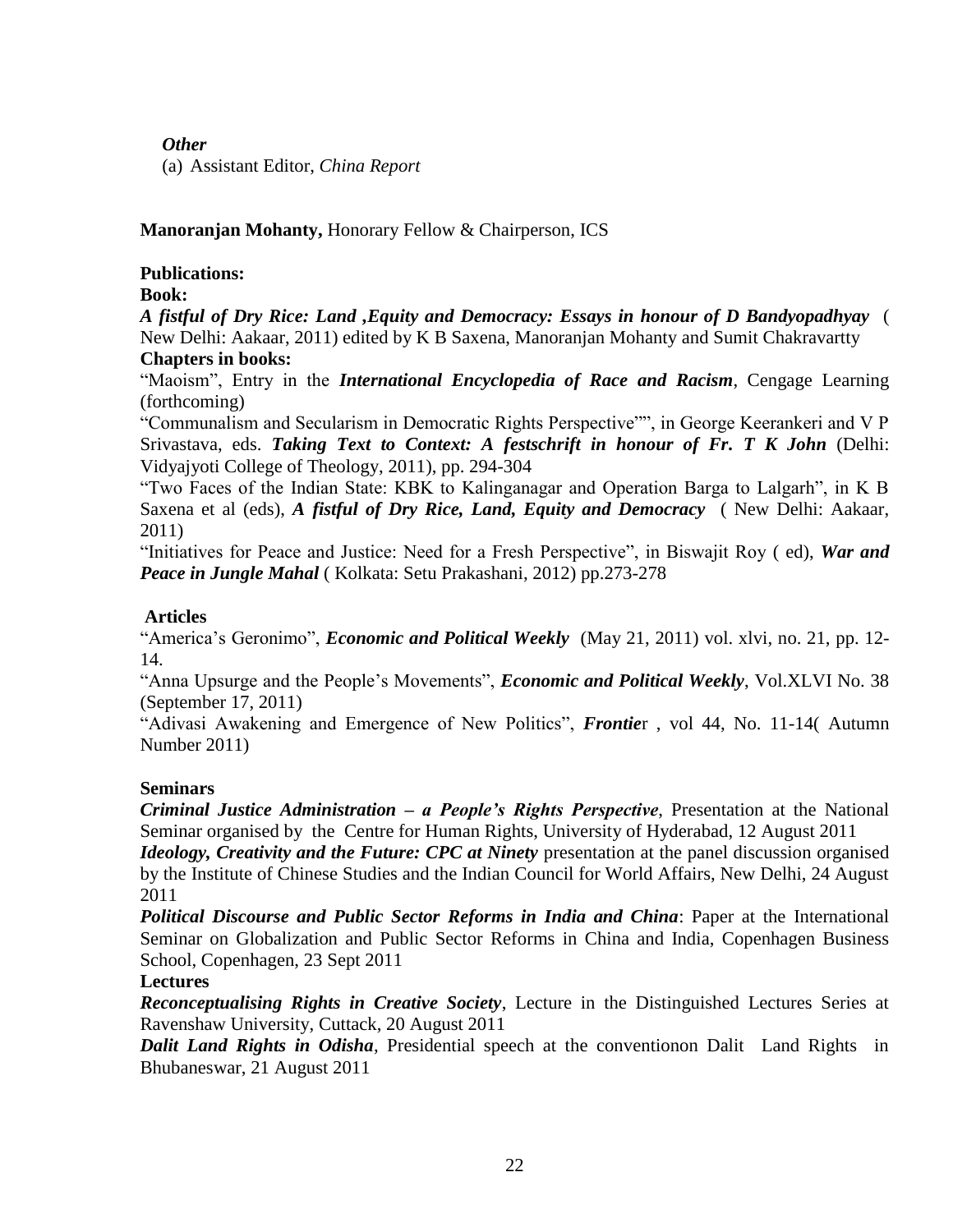***Other***

(a) Assistant Editor, *China Report*

**Manoranjan Mohanty,** Honorary Fellow & Chairperson, ICS

**Publications:**

**Book:**

***A fistful of Dry Rice: Land ,Equity and Democracy: Essays in honour of D Bandyopadhyay*** ( New Delhi: Aakaar, 2011) edited by K B Saxena, Manoranjan Mohanty and Sumit Chakravartty

**Chapters in books:**

"Maoism", Entry in the ***International Encyclopedia of Race and Racism***, Cengage Learning (forthcoming)

"Communalism and Secularism in Democratic Rights Perspective"", in George Keerankeri and V P Srivastava, eds. ***Taking Text to Context: A festschrift in honour of Fr. T K John*** (Delhi: Vidyajyoti College of Theology, 2011), pp. 294-304

"Two Faces of the Indian State: KBK to Kalinganagar and Operation Barga to Lalgarh", in K B Saxena et al (eds), ***A fistful of Dry Rice, Land, Equity and Democracy*** ( New Delhi: Aakaar, 2011)

"Initiatives for Peace and Justice: Need for a Fresh Perspective", in Biswajit Roy ( ed), ***War and Peace in Jungle Mahal*** ( Kolkata: Setu Prakashani, 2012) pp.273-278

**Articles**

"America's Geronimo", ***Economic and Political Weekly*** (May 21, 2011) vol. xlvi, no. 21, pp. 12-14.

"Anna Upsurge and the People's Movements", ***Economic and Political Weekly***, Vol.XLVI No. 38 (September 17, 2011)

"Adivasi Awakening and Emergence of New Politics", ***Frontie***r , vol 44, No. 11-14( Autumn Number 2011)

**Seminars**

***Criminal Justice Administration – a People's Rights Perspective***, Presentation at the National Seminar organised by the Centre for Human Rights, University of Hyderabad, 12 August 2011

***Ideology, Creativity and the Future: CPC at Ninety*** presentation at the panel discussion organised by the Institute of Chinese Studies and the Indian Council for World Affairs, New Delhi, 24 August 2011

***Political Discourse and Public Sector Reforms in India and China***: Paper at the International Seminar on Globalization and Public Sector Reforms in China and India, Copenhagen Business School, Copenhagen, 23 Sept 2011

**Lectures**

***Reconceptualising Rights in Creative Society***, Lecture in the Distinguished Lectures Series at Ravenshaw University, Cuttack, 20 August 2011

***Dalit Land Rights in Odisha***, Presidential speech at the conventionon Dalit Land Rights in Bhubaneswar, 21 August 2011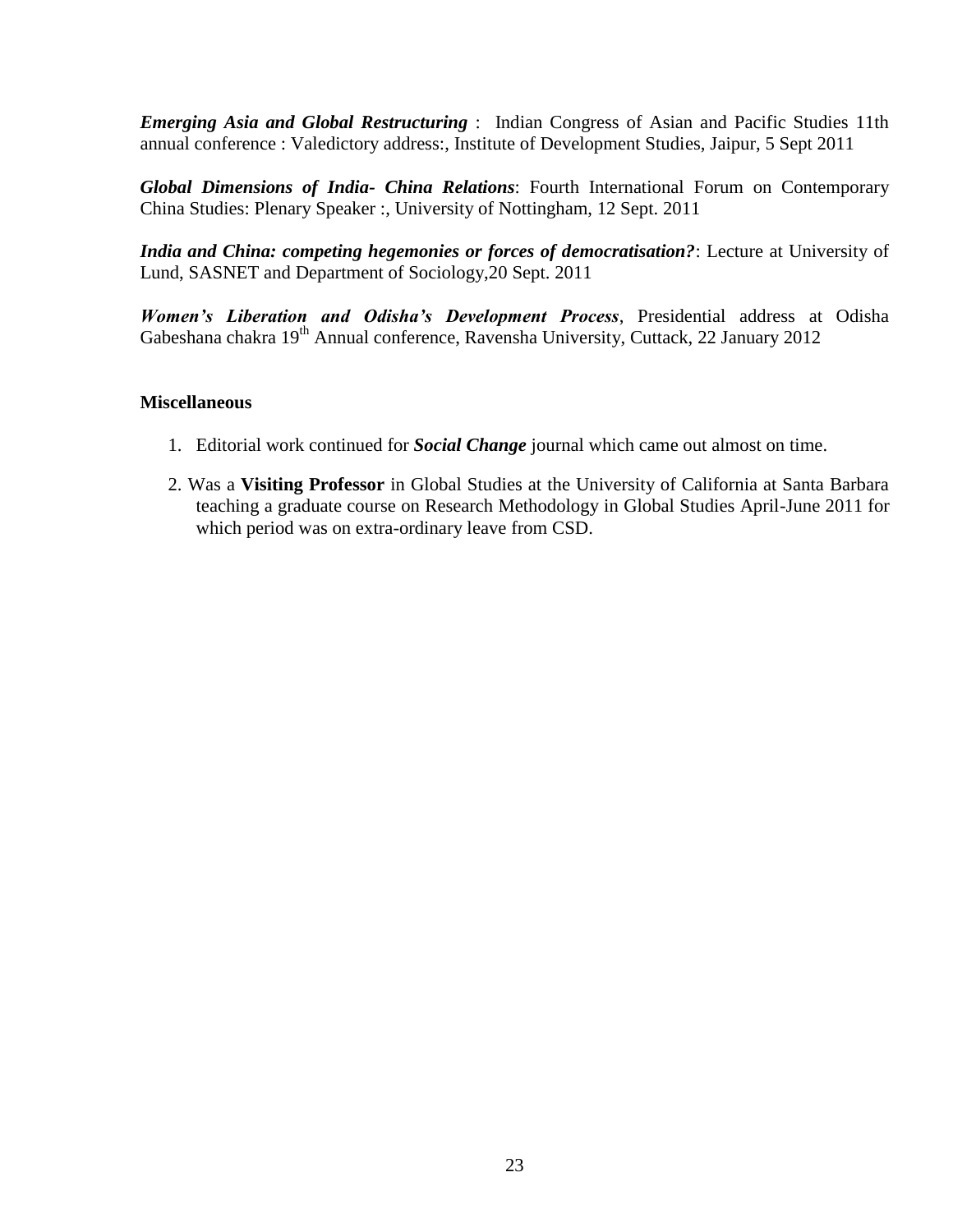***Emerging Asia and Global Restructuring*** : Indian Congress of Asian and Pacific Studies 11th annual conference : Valedictory address:, Institute of Development Studies, Jaipur, 5 Sept 2011

***Global Dimensions of India- China Relations***: Fourth International Forum on Contemporary China Studies: Plenary Speaker :, University of Nottingham, 12 Sept. 2011

***India and China: competing hegemonies or forces of democratisation?***: Lecture at University of Lund, SASNET and Department of Sociology,20 Sept. 2011

***Women's Liberation and Odisha's Development Process***, Presidential address at Odisha Gabeshana chakra 19th Annual conference, Ravensha University, Cuttack, 22 January 2012

**Miscellaneous**

1. Editorial work continued for ***Social Change*** journal which came out almost on time.
2. Was a **Visiting Professor** in Global Studies at the University of California at Santa Barbara teaching a graduate course on Research Methodology in Global Studies April-June 2011 for which period was on extra-ordinary leave from CSD.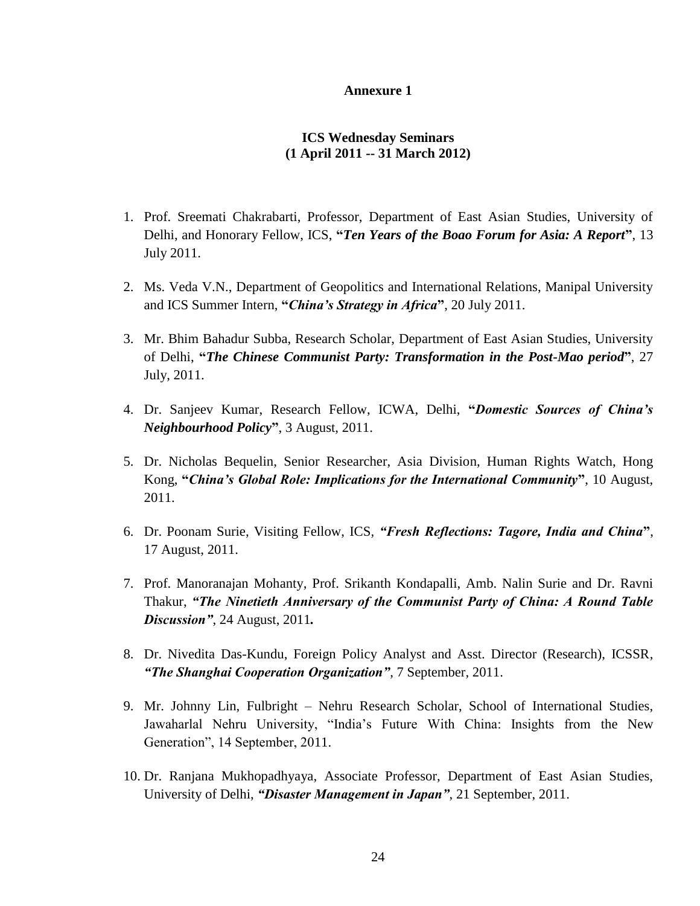**Annexure 1**

**ICS Wednesday Seminars**
**(1 April 2011 -- 31 March 2012)**

1. Prof. Sreemati Chakrabarti, Professor, Department of East Asian Studies, University of Delhi, and Honorary Fellow, ICS, **"*Ten Years of the Boao Forum for Asia: A Report*"**, 13 July 2011.

2. Ms. Veda V.N., Department of Geopolitics and International Relations, Manipal University and ICS Summer Intern, **"*China's Strategy in Africa*"**, 20 July 2011.

3. Mr. Bhim Bahadur Subba, Research Scholar, Department of East Asian Studies, University of Delhi, **"*The Chinese Communist Party: Transformation in the Post-Mao period*"**, 27 July, 2011.

4. Dr. Sanjeev Kumar, Research Fellow, ICWA, Delhi, **"*Domestic Sources of China's Neighbourhood Policy*"**, 3 August, 2011.

5. Dr. Nicholas Bequelin, Senior Researcher, Asia Division, Human Rights Watch, Hong Kong, **"*China's Global Role: Implications for the International Community*"**, 10 August, 2011.

6. Dr. Poonam Surie, Visiting Fellow, ICS, ***"Fresh Reflections: Tagore, India and China*"**, 17 August, 2011.

7. Prof. Manoranajan Mohanty, Prof. Srikanth Kondapalli, Amb. Nalin Surie and Dr. Ravni Thakur, ***"The Ninetieth Anniversary of the Communist Party of China: A Round Table Discussion"***, 24 August, 2011**.**

8. Dr. Nivedita Das-Kundu, Foreign Policy Analyst and Asst. Director (Research), ICSSR, ***"The Shanghai Cooperation Organization"***, 7 September, 2011.

9. Mr. Johnny Lin, Fulbright – Nehru Research Scholar, School of International Studies, Jawaharlal Nehru University, "India's Future With China: Insights from the New Generation", 14 September, 2011.

10. Dr. Ranjana Mukhopadhyaya, Associate Professor, Department of East Asian Studies, University of Delhi, ***"Disaster Management in Japan"***, 21 September, 2011.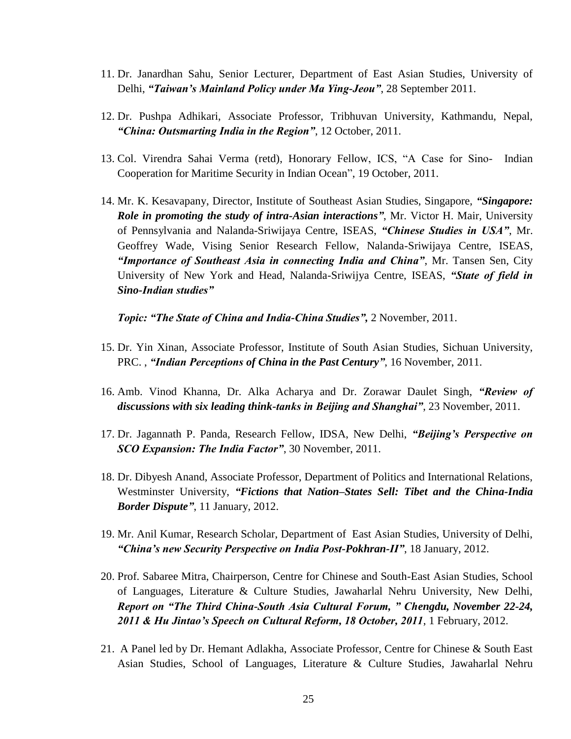11. Dr. Janardhan Sahu, Senior Lecturer, Department of East Asian Studies, University of Delhi, ***"Taiwan's Mainland Policy under Ma Ying-Jeou"***, 28 September 2011.

12. Dr. Pushpa Adhikari, Associate Professor, Tribhuvan University, Kathmandu, Nepal, ***"China: Outsmarting India in the Region"***, 12 October, 2011.

13. Col. Virendra Sahai Verma (retd), Honorary Fellow, ICS, "A Case for Sino- Indian Cooperation for Maritime Security in Indian Ocean", 19 October, 2011.

14. Mr. K. Kesavapany, Director, Institute of Southeast Asian Studies, Singapore, ***"Singapore: Role in promoting the study of intra-Asian interactions"***, Mr. Victor H. Mair, University of Pennsylvania and Nalanda-Sriwijaya Centre, ISEAS, ***"Chinese Studies in USA"***, Mr. Geoffrey Wade, Vising Senior Research Fellow, Nalanda-Sriwijaya Centre, ISEAS, ***"Importance of Southeast Asia in connecting India and China"***, Mr. Tansen Sen, City University of New York and Head, Nalanda-Sriwijya Centre, ISEAS, ***"State of field in Sino-Indian studies"***

    ***Topic: "The State of China and India-China Studies",*** 2 November, 2011.

15. Dr. Yin Xinan, Associate Professor, Institute of South Asian Studies, Sichuan University, PRC. , ***"Indian Perceptions of China in the Past Century"***, 16 November, 2011.

16. Amb. Vinod Khanna, Dr. Alka Acharya and Dr. Zorawar Daulet Singh, ***"Review of discussions with six leading think-tanks in Beijing and Shanghai"***, 23 November, 2011.

17. Dr. Jagannath P. Panda, Research Fellow, IDSA, New Delhi, ***"Beijing's Perspective on SCO Expansion: The India Factor"***, 30 November, 2011.

18. Dr. Dibyesh Anand, Associate Professor, Department of Politics and International Relations, Westminster University, ***"Fictions that Nation–States Sell: Tibet and the China-India Border Dispute"***, 11 January, 2012.

19. Mr. Anil Kumar, Research Scholar, Department of East Asian Studies, University of Delhi, ***"China's new Security Perspective on India Post-Pokhran-II"***, 18 January, 2012.

20. Prof. Sabaree Mitra, Chairperson, Centre for Chinese and South-East Asian Studies, School of Languages, Literature & Culture Studies, Jawaharlal Nehru University, New Delhi, ***Report on "The Third China-South Asia Cultural Forum, " Chengdu, November 22-24, 2011 & Hu Jintao's Speech on Cultural Reform, 18 October, 2011***, 1 February, 2012.

21. A Panel led by Dr. Hemant Adlakha, Associate Professor, Centre for Chinese & South East Asian Studies, School of Languages, Literature & Culture Studies, Jawaharlal Nehru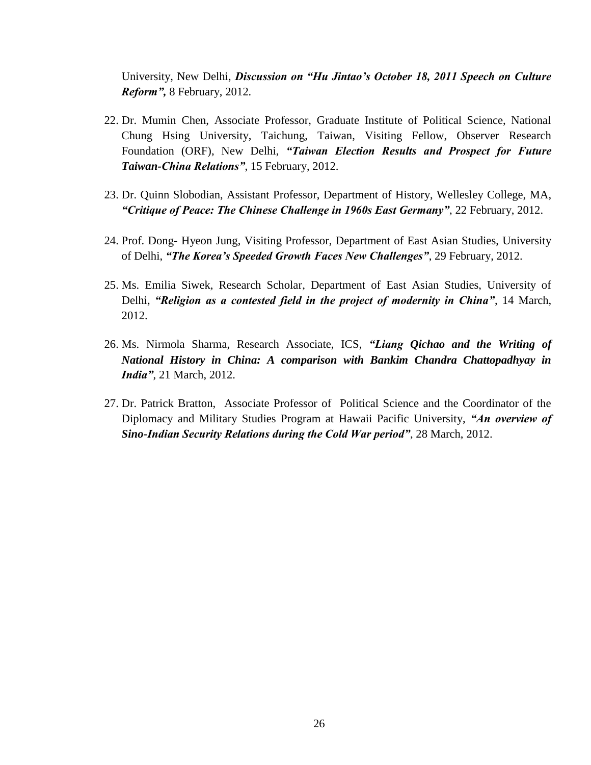University, New Delhi, ***Discussion on "Hu Jintao's October 18, 2011 Speech on Culture Reform",*** 8 February, 2012.

22. Dr. Mumin Chen, Associate Professor, Graduate Institute of Political Science, National Chung Hsing University, Taichung, Taiwan, Visiting Fellow, Observer Research Foundation (ORF), New Delhi, ***"Taiwan Election Results and Prospect for Future Taiwan-China Relations"***, 15 February, 2012.

23. Dr. Quinn Slobodian, Assistant Professor, Department of History, Wellesley College, MA, ***"Critique of Peace: The Chinese Challenge in 1960s East Germany"***, 22 February, 2012.

24. Prof. Dong- Hyeon Jung, Visiting Professor, Department of East Asian Studies, University of Delhi, ***"The Korea's Speeded Growth Faces New Challenges"***, 29 February, 2012.

25. Ms. Emilia Siwek, Research Scholar, Department of East Asian Studies, University of Delhi, ***"Religion as a contested field in the project of modernity in China"***, 14 March, 2012.

26. Ms. Nirmola Sharma, Research Associate, ICS, ***"Liang Qichao and the Writing of National History in China: A comparison with Bankim Chandra Chattopadhyay in India"***, 21 March, 2012.

27. Dr. Patrick Bratton, Associate Professor of Political Science and the Coordinator of the Diplomacy and Military Studies Program at Hawaii Pacific University, ***"An overview of Sino-Indian Security Relations during the Cold War period"***, 28 March, 2012.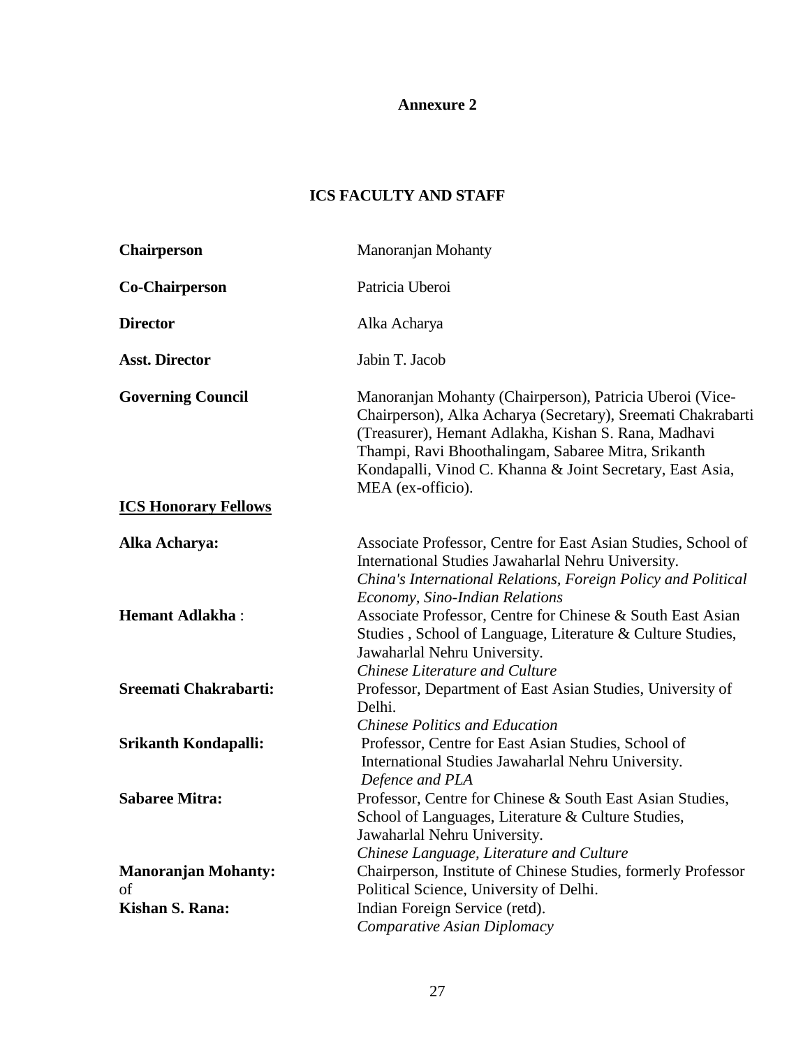## Annexure 2

## ICS FACULTY AND STAFF

**Chairperson** Manoranjan Mohanty

**Co-Chairperson** Patricia Uberoi

**Director** Alka Acharya

**Asst. Director** Jabin T. Jacob

**Governing Council** Manoranjan Mohanty (Chairperson), Patricia Uberoi (Vice-Chairperson), Alka Acharya (Secretary), Sreemati Chakrabarti (Treasurer), Hemant Adlakha, Kishan S. Rana, Madhavi Thampi, Ravi Bhoothalingam, Sabaree Mitra, Srikanth Kondapalli, Vinod C. Khanna & Joint Secretary, East Asia, MEA (ex-officio).

**ICS Honorary Fellows**

**Alka Acharya:** Associate Professor, Centre for East Asian Studies, School of International Studies Jawaharlal Nehru University.
*China's International Relations, Foreign Policy and Political Economy, Sino-Indian Relations*

**Hemant Adlakha** : Associate Professor, Centre for Chinese & South East Asian Studies , School of Language, Literature & Culture Studies, Jawaharlal Nehru University.
*Chinese Literature and Culture*

**Sreemati Chakrabarti:** Professor, Department of East Asian Studies, University of Delhi.
*Chinese Politics and Education*

**Srikanth Kondapalli:** Professor, Centre for East Asian Studies, School of International Studies Jawaharlal Nehru University.
*Defence and PLA*

**Sabaree Mitra:** Professor, Centre for Chinese & South East Asian Studies, School of Languages, Literature & Culture Studies, Jawaharlal Nehru University.
*Chinese Language, Literature and Culture*

**Manoranjan Mohanty:** Chairperson, Institute of Chinese Studies, formerly Professor of Political Science, University of Delhi.

**Kishan S. Rana:** Indian Foreign Service (retd).
*Comparative Asian Diplomacy*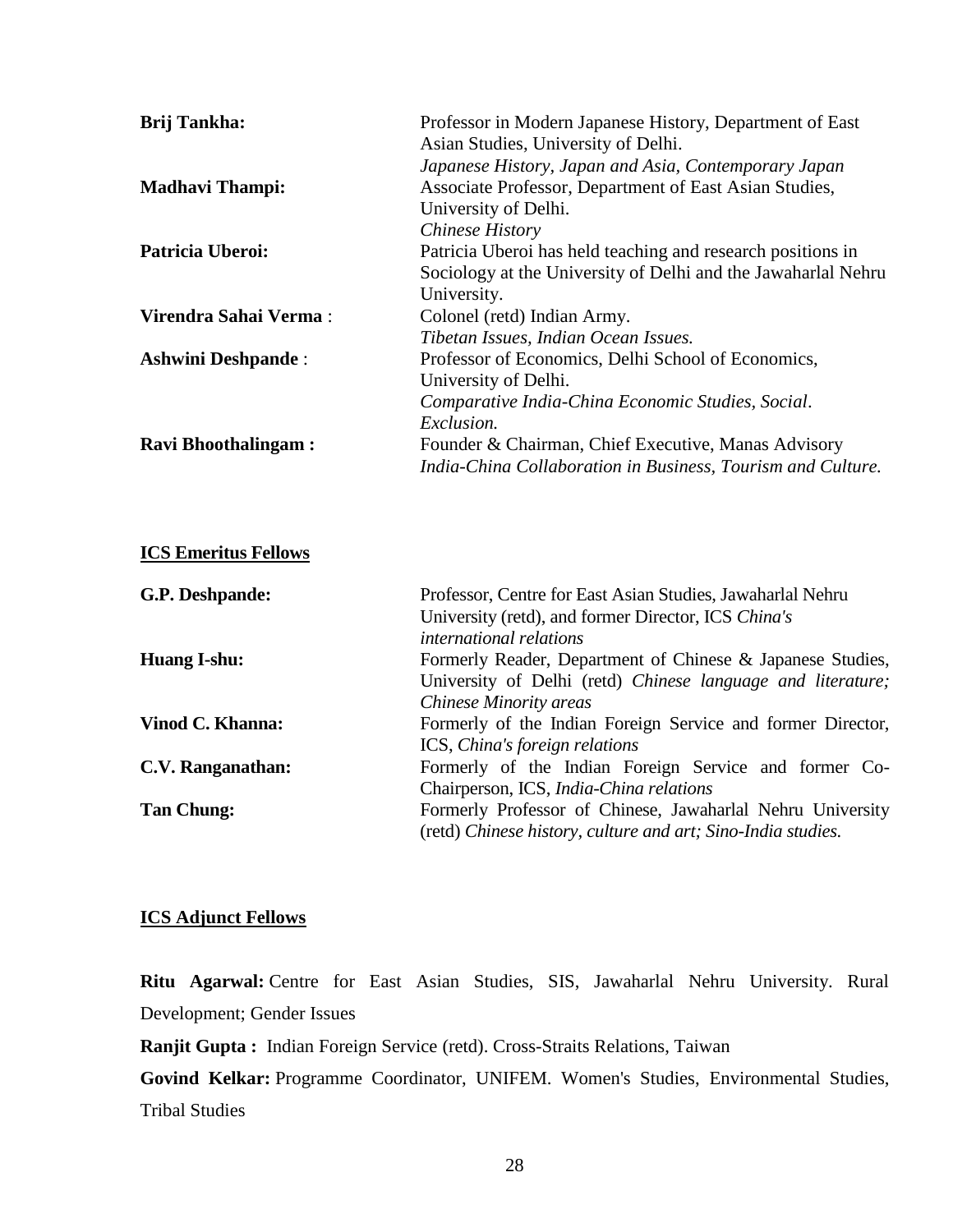**Brij Tankha:** Professor in Modern Japanese History, Department of East Asian Studies, University of Delhi.
*Japanese History, Japan and Asia, Contemporary Japan*

**Madhavi Thampi:** Associate Professor, Department of East Asian Studies, University of Delhi.
*Chinese History*

**Patricia Uberoi:** Patricia Uberoi has held teaching and research positions in Sociology at the University of Delhi and the Jawaharlal Nehru University.

**Virendra Sahai Verma** : Colonel (retd) Indian Army.
*Tibetan Issues, Indian Ocean Issues.*

**Ashwini Deshpande** : Professor of Economics, Delhi School of Economics, University of Delhi.
*Comparative India-China Economic Studies, Social. Exclusion.*

**Ravi Bhoothalingam :** Founder & Chairman, Chief Executive, Manas Advisory
*India-China Collaboration in Business, Tourism and Culture.*

## ICS Emeritus Fellows

**G.P. Deshpande:** Professor, Centre for East Asian Studies, Jawaharlal Nehru University (retd), and former Director, ICS *China's international relations*

**Huang I-shu:** Formerly Reader, Department of Chinese & Japanese Studies, University of Delhi (retd) *Chinese language and literature; Chinese Minority areas*

**Vinod C. Khanna:** Formerly of the Indian Foreign Service and former Director, ICS, *China's foreign relations*

**C.V. Ranganathan:** Formerly of the Indian Foreign Service and former Co-Chairperson, ICS, *India-China relations*

**Tan Chung:** Formerly Professor of Chinese, Jawaharlal Nehru University (retd) *Chinese history, culture and art; Sino-India studies.*

## ICS Adjunct Fellows

**Ritu Agarwal:** Centre for East Asian Studies, SIS, Jawaharlal Nehru University. Rural Development; Gender Issues

**Ranjit Gupta :** Indian Foreign Service (retd). Cross-Straits Relations, Taiwan

**Govind Kelkar:** Programme Coordinator, UNIFEM. Women's Studies, Environmental Studies, Tribal Studies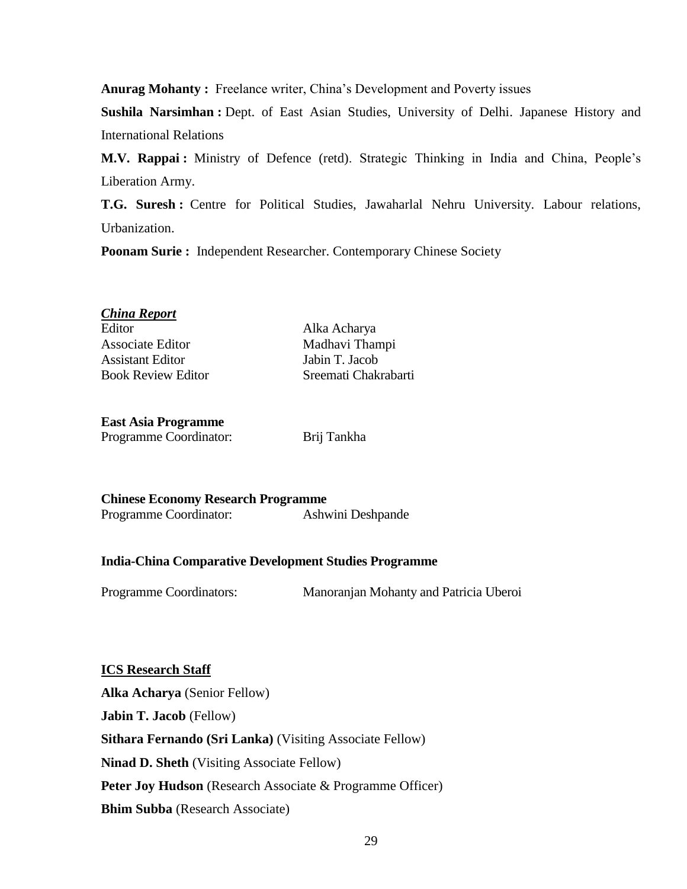**Anurag Mohanty :** Freelance writer, China's Development and Poverty issues

**Sushila Narsimhan :** Dept. of East Asian Studies, University of Delhi. Japanese History and International Relations

**M.V. Rappai :** Ministry of Defence (retd). Strategic Thinking in India and China, People's Liberation Army.

**T.G. Suresh :** Centre for Political Studies, Jawaharlal Nehru University. Labour relations, Urbanization.

**Poonam Surie :** Independent Researcher. Contemporary Chinese Society

***China Report***

| | |
|---|---|
| Editor | Alka Acharya |
| Associate Editor | Madhavi Thampi |
| Assistant Editor | Jabin T. Jacob |
| Book Review Editor | Sreemati Chakrabarti |

**East Asia Programme**

Programme Coordinator: Brij Tankha

**Chinese Economy Research Programme**

Programme Coordinator: Ashwini Deshpande

**India-China Comparative Development Studies Programme**

Programme Coordinators: Manoranjan Mohanty and Patricia Uberoi

**ICS Research Staff**

**Alka Acharya** (Senior Fellow)

**Jabin T. Jacob** (Fellow)

**Sithara Fernando (Sri Lanka)** (Visiting Associate Fellow)

**Ninad D. Sheth** (Visiting Associate Fellow)

**Peter Joy Hudson** (Research Associate & Programme Officer)

**Bhim Subba** (Research Associate)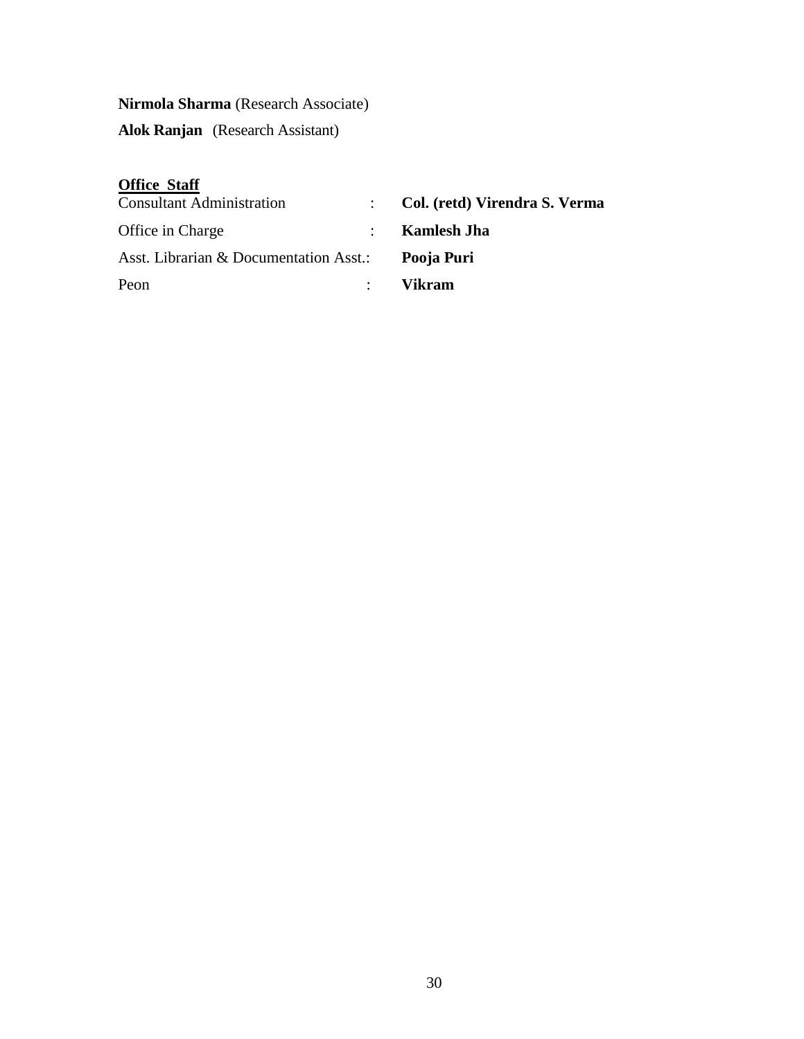**Nirmola Sharma** (Research Associate)

**Alok Ranjan** (Research Assistant)

**Office Staff**

| | | |
|---|---|---|
| Consultant Administration | : | **Col. (retd) Virendra S. Verma** |
| Office in Charge | : | **Kamlesh Jha** |
| Asst. Librarian & Documentation Asst. | : | **Pooja Puri** |
| Peon | : | **Vikram** |